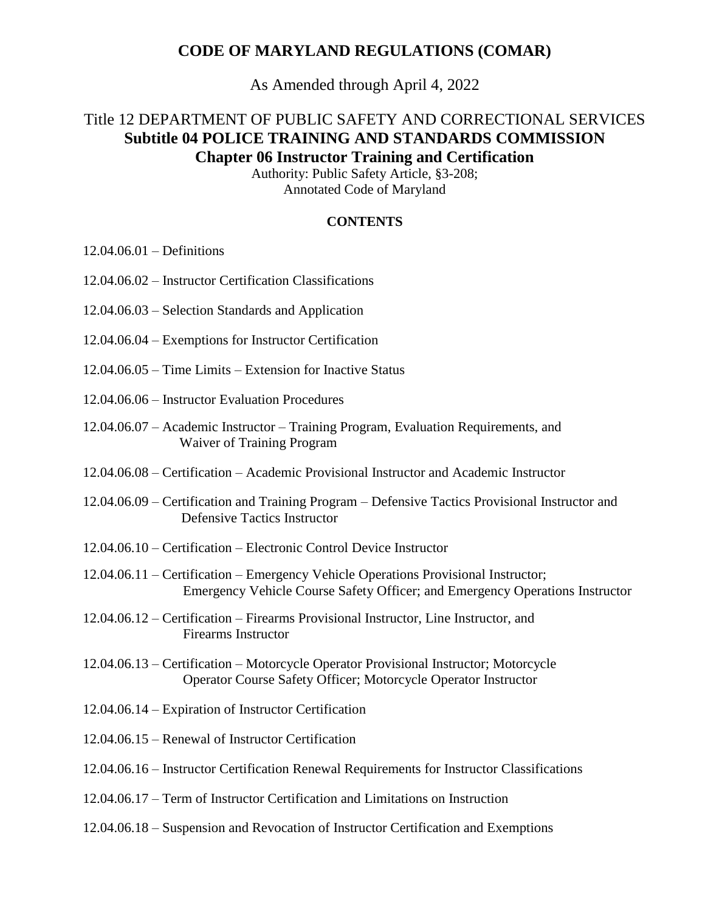# CODE OF MARYLAND REGULATIONS (COMAR)

As Amended through April 4, 2022

## Title 12 DEPARTMENT OF PUBLIC SAFETY AND CORRECTIONAL SERVICES
## **Subtitle 04 POLICE TRAINING AND STANDARDS COMMISSION**
## **Chapter 06 Instructor Training and Certification**

Authority: Public Safety Article, §3-208;
Annotated Code of Maryland

**CONTENTS**

12.04.06.01 – Definitions

12.04.06.02 – Instructor Certification Classifications

12.04.06.03 – Selection Standards and Application

12.04.06.04 – Exemptions for Instructor Certification

12.04.06.05 – Time Limits – Extension for Inactive Status

12.04.06.06 – Instructor Evaluation Procedures

12.04.06.07 – Academic Instructor – Training Program, Evaluation Requirements, and Waiver of Training Program

12.04.06.08 – Certification – Academic Provisional Instructor and Academic Instructor

12.04.06.09 – Certification and Training Program – Defensive Tactics Provisional Instructor and Defensive Tactics Instructor

12.04.06.10 – Certification – Electronic Control Device Instructor

12.04.06.11 – Certification – Emergency Vehicle Operations Provisional Instructor; Emergency Vehicle Course Safety Officer; and Emergency Operations Instructor

12.04.06.12 – Certification – Firearms Provisional Instructor, Line Instructor, and Firearms Instructor

12.04.06.13 – Certification – Motorcycle Operator Provisional Instructor; Motorcycle Operator Course Safety Officer; Motorcycle Operator Instructor

12.04.06.14 – Expiration of Instructor Certification

12.04.06.15 – Renewal of Instructor Certification

12.04.06.16 – Instructor Certification Renewal Requirements for Instructor Classifications

12.04.06.17 – Term of Instructor Certification and Limitations on Instruction

12.04.06.18 – Suspension and Revocation of Instructor Certification and Exemptions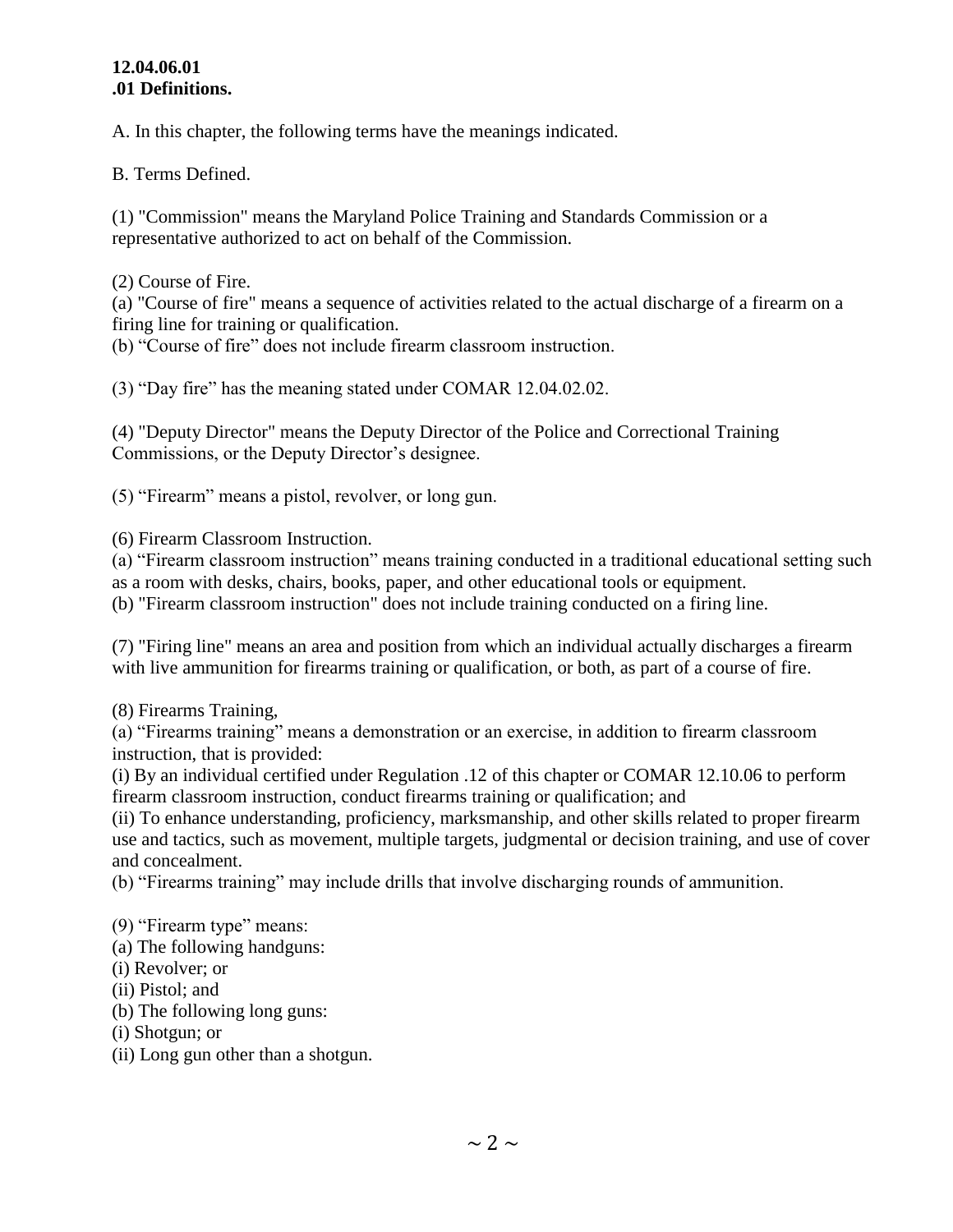**12.04.06.01**
**.01 Definitions.**

A. In this chapter, the following terms have the meanings indicated.

B. Terms Defined.

(1) "Commission" means the Maryland Police Training and Standards Commission or a representative authorized to act on behalf of the Commission.

(2) Course of Fire.
(a) "Course of fire" means a sequence of activities related to the actual discharge of a firearm on a firing line for training or qualification.
(b) "Course of fire" does not include firearm classroom instruction.

(3) "Day fire" has the meaning stated under COMAR 12.04.02.02.

(4) "Deputy Director" means the Deputy Director of the Police and Correctional Training Commissions, or the Deputy Director's designee.

(5) "Firearm" means a pistol, revolver, or long gun.

(6) Firearm Classroom Instruction.
(a) "Firearm classroom instruction" means training conducted in a traditional educational setting such as a room with desks, chairs, books, paper, and other educational tools or equipment.
(b) "Firearm classroom instruction" does not include training conducted on a firing line.

(7) "Firing line" means an area and position from which an individual actually discharges a firearm with live ammunition for firearms training or qualification, or both, as part of a course of fire.

(8) Firearms Training,
(a) "Firearms training" means a demonstration or an exercise, in addition to firearm classroom instruction, that is provided:
(i) By an individual certified under Regulation .12 of this chapter or COMAR 12.10.06 to perform firearm classroom instruction, conduct firearms training or qualification; and
(ii) To enhance understanding, proficiency, marksmanship, and other skills related to proper firearm use and tactics, such as movement, multiple targets, judgmental or decision training, and use of cover and concealment.
(b) "Firearms training" may include drills that involve discharging rounds of ammunition.

(9) "Firearm type" means:
(a) The following handguns:
(i) Revolver; or
(ii) Pistol; and
(b) The following long guns:
(i) Shotgun; or
(ii) Long gun other than a shotgun.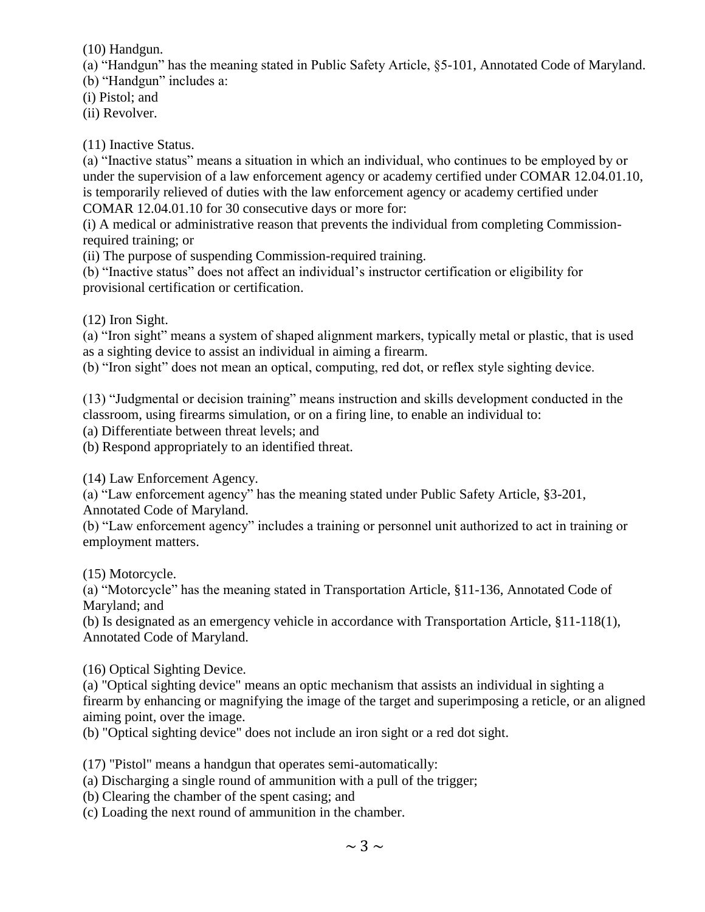(10) Handgun.

(a) "Handgun" has the meaning stated in Public Safety Article, §5-101, Annotated Code of Maryland.

(b) "Handgun" includes a:

(i) Pistol; and

(ii) Revolver.

(11) Inactive Status.

(a) "Inactive status" means a situation in which an individual, who continues to be employed by or under the supervision of a law enforcement agency or academy certified under COMAR 12.04.01.10, is temporarily relieved of duties with the law enforcement agency or academy certified under COMAR 12.04.01.10 for 30 consecutive days or more for:

(i) A medical or administrative reason that prevents the individual from completing Commission-required training; or

(ii) The purpose of suspending Commission-required training.

(b) "Inactive status" does not affect an individual's instructor certification or eligibility for provisional certification or certification.

(12) Iron Sight.

(a) "Iron sight" means a system of shaped alignment markers, typically metal or plastic, that is used as a sighting device to assist an individual in aiming a firearm.

(b) "Iron sight" does not mean an optical, computing, red dot, or reflex style sighting device.

(13) "Judgmental or decision training" means instruction and skills development conducted in the classroom, using firearms simulation, or on a firing line, to enable an individual to:

(a) Differentiate between threat levels; and

(b) Respond appropriately to an identified threat.

(14) Law Enforcement Agency.

(a) "Law enforcement agency" has the meaning stated under Public Safety Article, §3-201, Annotated Code of Maryland.

(b) "Law enforcement agency" includes a training or personnel unit authorized to act in training or employment matters.

(15) Motorcycle.

(a) "Motorcycle" has the meaning stated in Transportation Article, §11-136, Annotated Code of Maryland; and

(b) Is designated as an emergency vehicle in accordance with Transportation Article, §11-118(1), Annotated Code of Maryland.

(16) Optical Sighting Device.

(a) "Optical sighting device" means an optic mechanism that assists an individual in sighting a firearm by enhancing or magnifying the image of the target and superimposing a reticle, or an aligned aiming point, over the image.

(b) "Optical sighting device" does not include an iron sight or a red dot sight.

(17) "Pistol" means a handgun that operates semi-automatically:

(a) Discharging a single round of ammunition with a pull of the trigger;

(b) Clearing the chamber of the spent casing; and

(c) Loading the next round of ammunition in the chamber.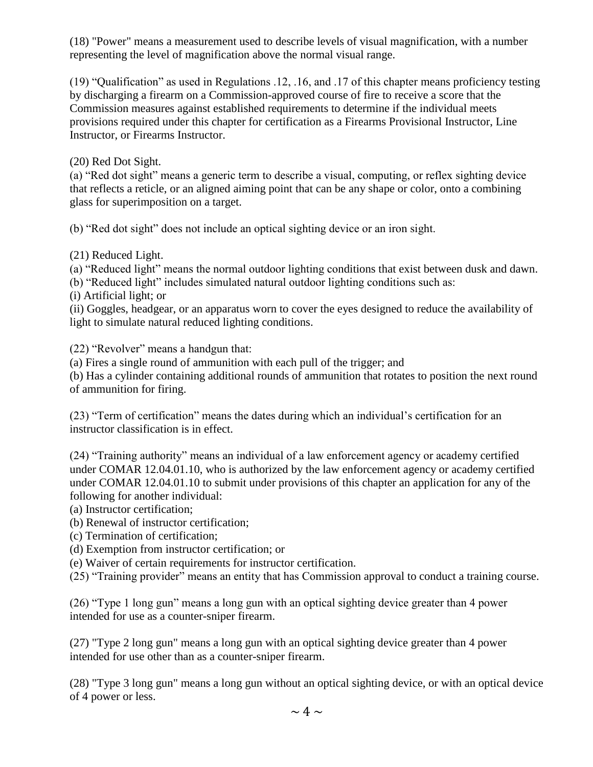(18) "Power" means a measurement used to describe levels of visual magnification, with a number representing the level of magnification above the normal visual range.

(19) "Qualification" as used in Regulations .12, .16, and .17 of this chapter means proficiency testing by discharging a firearm on a Commission-approved course of fire to receive a score that the Commission measures against established requirements to determine if the individual meets provisions required under this chapter for certification as a Firearms Provisional Instructor, Line Instructor, or Firearms Instructor.

(20) Red Dot Sight.
(a) "Red dot sight" means a generic term to describe a visual, computing, or reflex sighting device that reflects a reticle, or an aligned aiming point that can be any shape or color, onto a combining glass for superimposition on a target.

(b) "Red dot sight" does not include an optical sighting device or an iron sight.

(21) Reduced Light.
(a) "Reduced light" means the normal outdoor lighting conditions that exist between dusk and dawn.
(b) "Reduced light" includes simulated natural outdoor lighting conditions such as:
(i) Artificial light; or
(ii) Goggles, headgear, or an apparatus worn to cover the eyes designed to reduce the availability of light to simulate natural reduced lighting conditions.

(22) "Revolver" means a handgun that:
(a) Fires a single round of ammunition with each pull of the trigger; and
(b) Has a cylinder containing additional rounds of ammunition that rotates to position the next round of ammunition for firing.

(23) "Term of certification" means the dates during which an individual's certification for an instructor classification is in effect.

(24) "Training authority" means an individual of a law enforcement agency or academy certified under COMAR 12.04.01.10, who is authorized by the law enforcement agency or academy certified under COMAR 12.04.01.10 to submit under provisions of this chapter an application for any of the following for another individual:
(a) Instructor certification;
(b) Renewal of instructor certification;
(c) Termination of certification;
(d) Exemption from instructor certification; or
(e) Waiver of certain requirements for instructor certification.
(25) "Training provider" means an entity that has Commission approval to conduct a training course.

(26) "Type 1 long gun" means a long gun with an optical sighting device greater than 4 power intended for use as a counter-sniper firearm.

(27) "Type 2 long gun" means a long gun with an optical sighting device greater than 4 power intended for use other than as a counter-sniper firearm.

(28) "Type 3 long gun" means a long gun without an optical sighting device, or with an optical device of 4 power or less.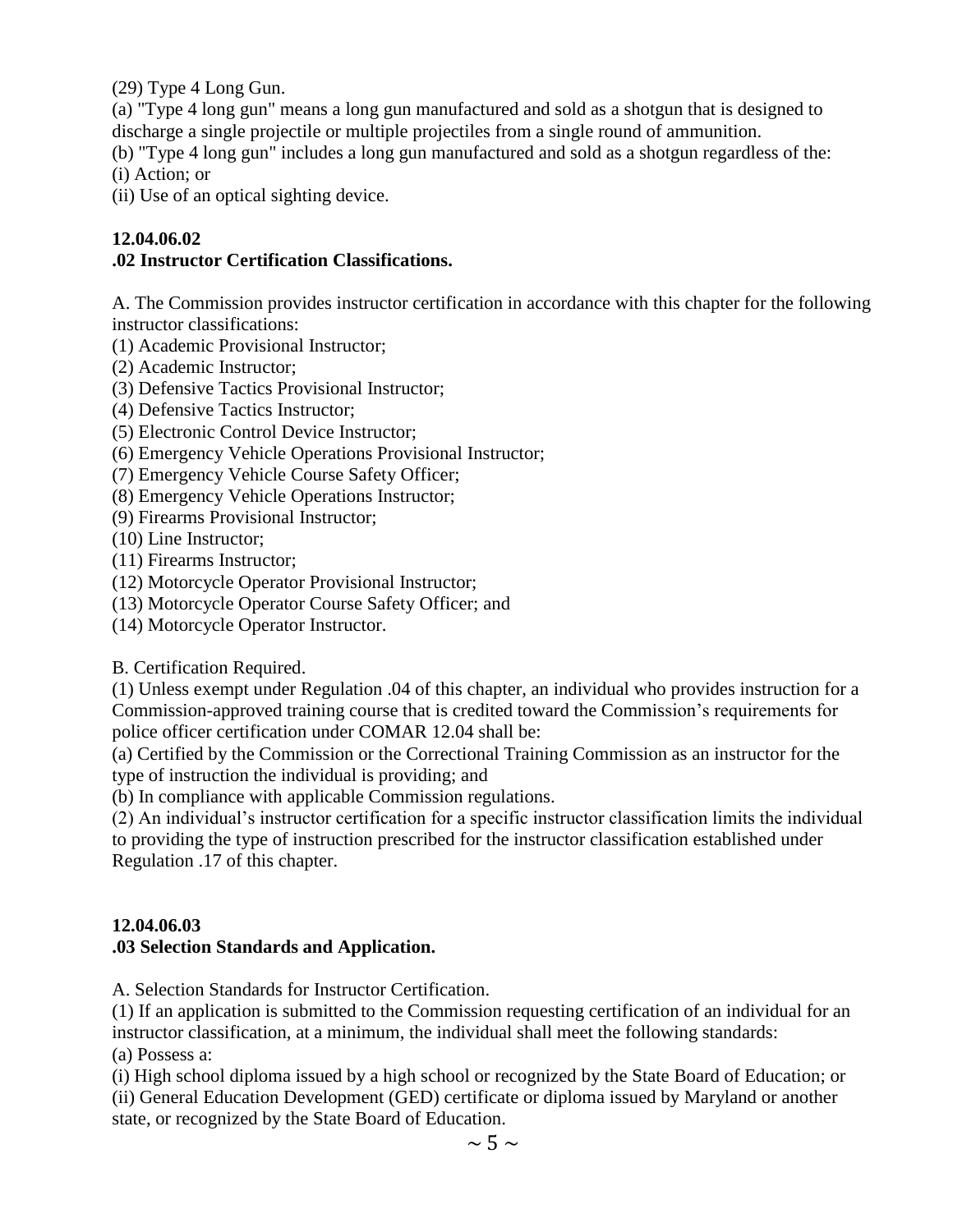(29) Type 4 Long Gun.

(a) "Type 4 long gun" means a long gun manufactured and sold as a shotgun that is designed to discharge a single projectile or multiple projectiles from a single round of ammunition.

(b) "Type 4 long gun" includes a long gun manufactured and sold as a shotgun regardless of the:

(i) Action; or

(ii) Use of an optical sighting device.

**12.04.06.02**
**.02 Instructor Certification Classifications.**

A. The Commission provides instructor certification in accordance with this chapter for the following instructor classifications:

(1) Academic Provisional Instructor;

(2) Academic Instructor;

(3) Defensive Tactics Provisional Instructor;

(4) Defensive Tactics Instructor;

(5) Electronic Control Device Instructor;

(6) Emergency Vehicle Operations Provisional Instructor;

(7) Emergency Vehicle Course Safety Officer;

(8) Emergency Vehicle Operations Instructor;

(9) Firearms Provisional Instructor;

(10) Line Instructor;

(11) Firearms Instructor;

(12) Motorcycle Operator Provisional Instructor;

(13) Motorcycle Operator Course Safety Officer; and

(14) Motorcycle Operator Instructor.

B. Certification Required.

(1) Unless exempt under Regulation .04 of this chapter, an individual who provides instruction for a Commission-approved training course that is credited toward the Commission's requirements for police officer certification under COMAR 12.04 shall be:

(a) Certified by the Commission or the Correctional Training Commission as an instructor for the type of instruction the individual is providing; and

(b) In compliance with applicable Commission regulations.

(2) An individual's instructor certification for a specific instructor classification limits the individual to providing the type of instruction prescribed for the instructor classification established under Regulation .17 of this chapter.

**12.04.06.03**
**.03 Selection Standards and Application.**

A. Selection Standards for Instructor Certification.

(1) If an application is submitted to the Commission requesting certification of an individual for an instructor classification, at a minimum, the individual shall meet the following standards:

(a) Possess a:

(i) High school diploma issued by a high school or recognized by the State Board of Education; or

(ii) General Education Development (GED) certificate or diploma issued by Maryland or another state, or recognized by the State Board of Education.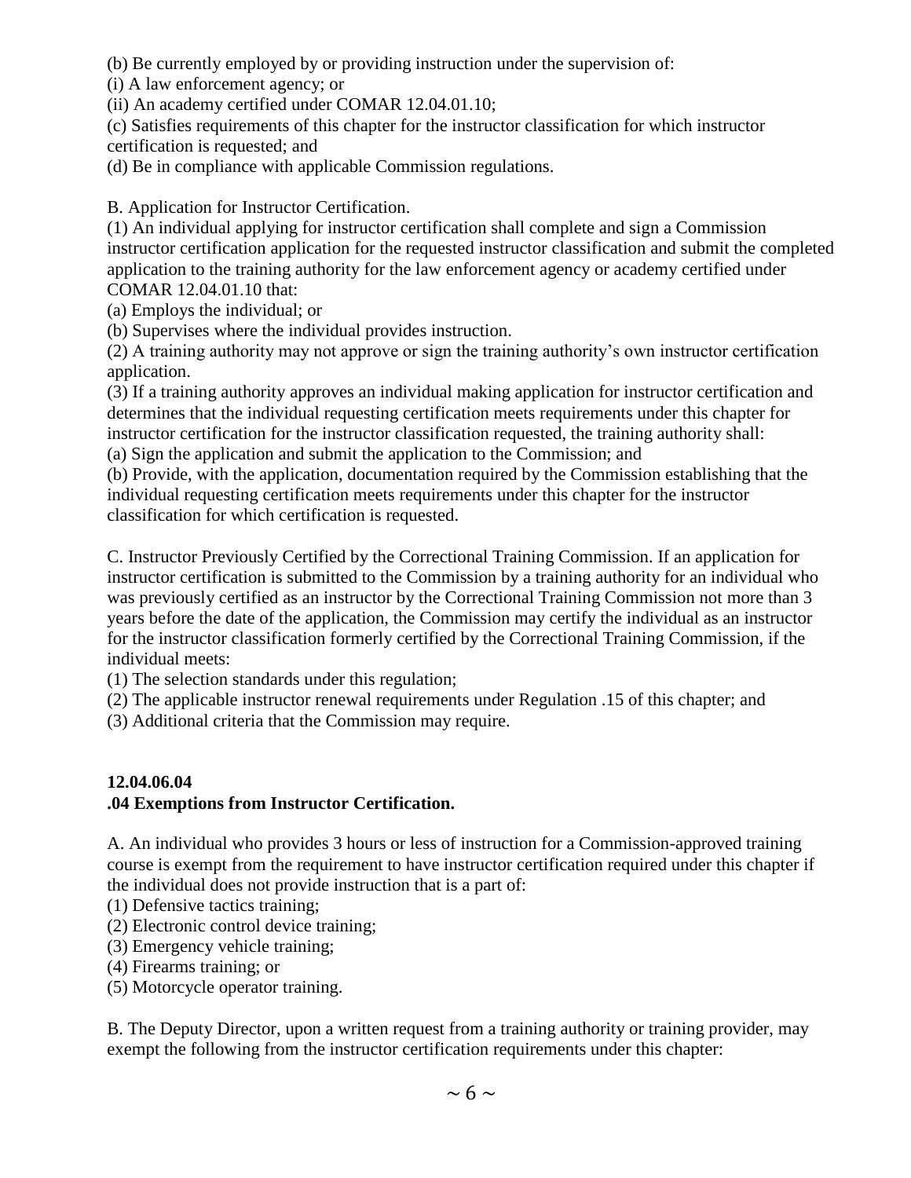(b) Be currently employed by or providing instruction under the supervision of:

(i) A law enforcement agency; or

(ii) An academy certified under COMAR 12.04.01.10;

(c) Satisfies requirements of this chapter for the instructor classification for which instructor certification is requested; and

(d) Be in compliance with applicable Commission regulations.

B. Application for Instructor Certification.

(1) An individual applying for instructor certification shall complete and sign a Commission instructor certification application for the requested instructor classification and submit the completed application to the training authority for the law enforcement agency or academy certified under COMAR 12.04.01.10 that:

(a) Employs the individual; or

(b) Supervises where the individual provides instruction.

(2) A training authority may not approve or sign the training authority's own instructor certification application.

(3) If a training authority approves an individual making application for instructor certification and determines that the individual requesting certification meets requirements under this chapter for instructor certification for the instructor classification requested, the training authority shall:

(a) Sign the application and submit the application to the Commission; and

(b) Provide, with the application, documentation required by the Commission establishing that the individual requesting certification meets requirements under this chapter for the instructor classification for which certification is requested.

C. Instructor Previously Certified by the Correctional Training Commission. If an application for instructor certification is submitted to the Commission by a training authority for an individual who was previously certified as an instructor by the Correctional Training Commission not more than 3 years before the date of the application, the Commission may certify the individual as an instructor for the instructor classification formerly certified by the Correctional Training Commission, if the individual meets:

(1) The selection standards under this regulation;

(2) The applicable instructor renewal requirements under Regulation .15 of this chapter; and

(3) Additional criteria that the Commission may require.

**12.04.06.04**

**.04 Exemptions from Instructor Certification.**

A. An individual who provides 3 hours or less of instruction for a Commission-approved training course is exempt from the requirement to have instructor certification required under this chapter if the individual does not provide instruction that is a part of:

(1) Defensive tactics training;

(2) Electronic control device training;

(3) Emergency vehicle training;

(4) Firearms training; or

(5) Motorcycle operator training.

B. The Deputy Director, upon a written request from a training authority or training provider, may exempt the following from the instructor certification requirements under this chapter: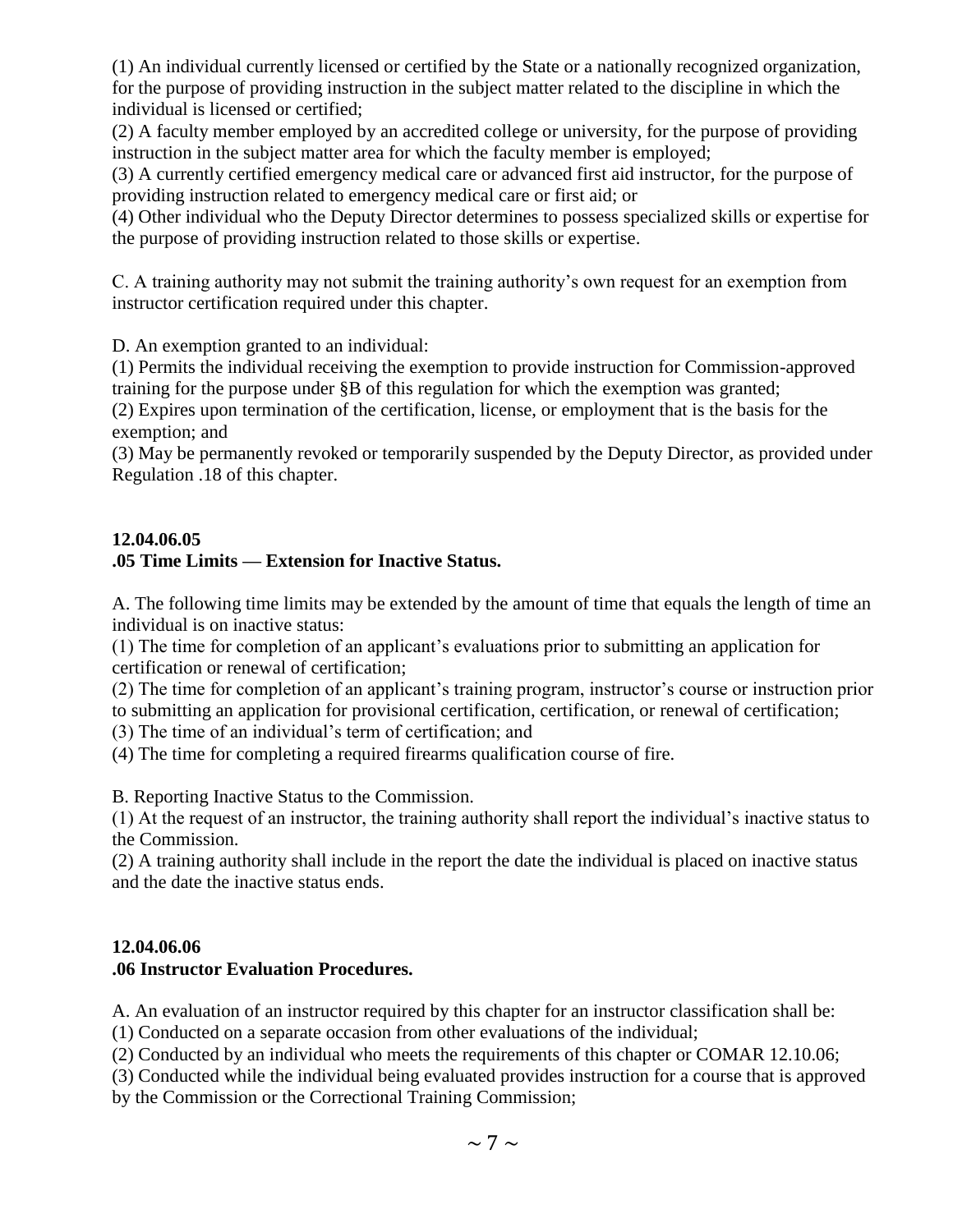(1) An individual currently licensed or certified by the State or a nationally recognized organization, for the purpose of providing instruction in the subject matter related to the discipline in which the individual is licensed or certified;

(2) A faculty member employed by an accredited college or university, for the purpose of providing instruction in the subject matter area for which the faculty member is employed;

(3) A currently certified emergency medical care or advanced first aid instructor, for the purpose of providing instruction related to emergency medical care or first aid; or

(4) Other individual who the Deputy Director determines to possess specialized skills or expertise for the purpose of providing instruction related to those skills or expertise.

C. A training authority may not submit the training authority's own request for an exemption from instructor certification required under this chapter.

D. An exemption granted to an individual:

(1) Permits the individual receiving the exemption to provide instruction for Commission-approved training for the purpose under §B of this regulation for which the exemption was granted;

(2) Expires upon termination of the certification, license, or employment that is the basis for the exemption; and

(3) May be permanently revoked or temporarily suspended by the Deputy Director, as provided under Regulation .18 of this chapter.

**12.04.06.05**
**.05 Time Limits — Extension for Inactive Status.**

A. The following time limits may be extended by the amount of time that equals the length of time an individual is on inactive status:

(1) The time for completion of an applicant's evaluations prior to submitting an application for certification or renewal of certification;

(2) The time for completion of an applicant's training program, instructor's course or instruction prior to submitting an application for provisional certification, certification, or renewal of certification;

(3) The time of an individual's term of certification; and

(4) The time for completing a required firearms qualification course of fire.

B. Reporting Inactive Status to the Commission.

(1) At the request of an instructor, the training authority shall report the individual's inactive status to the Commission.

(2) A training authority shall include in the report the date the individual is placed on inactive status and the date the inactive status ends.

**12.04.06.06**
**.06 Instructor Evaluation Procedures.**

A. An evaluation of an instructor required by this chapter for an instructor classification shall be:

(1) Conducted on a separate occasion from other evaluations of the individual;

(2) Conducted by an individual who meets the requirements of this chapter or COMAR 12.10.06;

(3) Conducted while the individual being evaluated provides instruction for a course that is approved by the Commission or the Correctional Training Commission;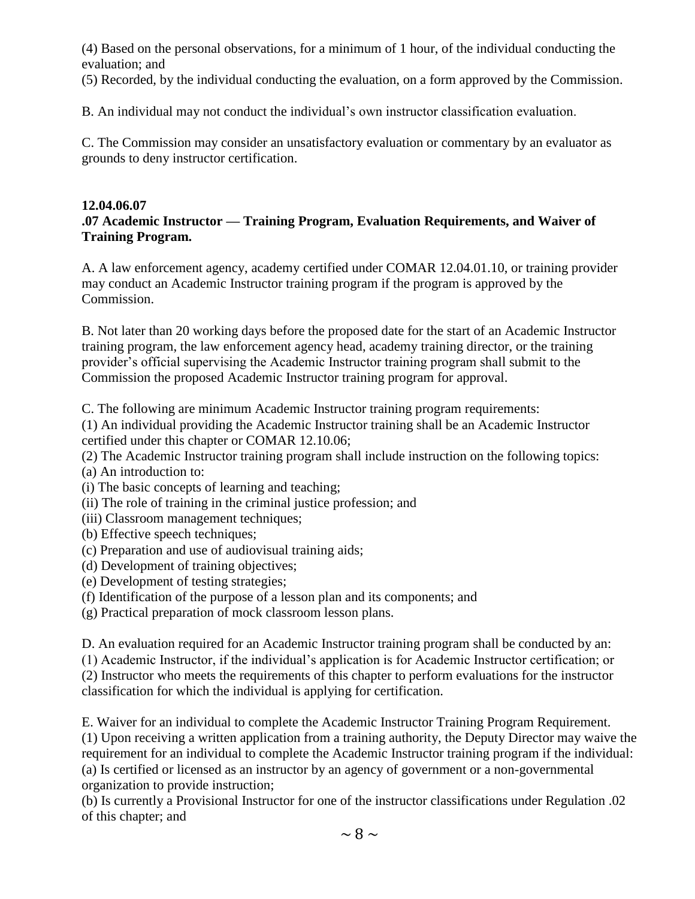(4) Based on the personal observations, for a minimum of 1 hour, of the individual conducting the evaluation; and

(5) Recorded, by the individual conducting the evaluation, on a form approved by the Commission.

B. An individual may not conduct the individual's own instructor classification evaluation.

C. The Commission may consider an unsatisfactory evaluation or commentary by an evaluator as grounds to deny instructor certification.

**12.04.06.07**

**.07 Academic Instructor — Training Program, Evaluation Requirements, and Waiver of Training Program.**

A. A law enforcement agency, academy certified under COMAR 12.04.01.10, or training provider may conduct an Academic Instructor training program if the program is approved by the Commission.

B. Not later than 20 working days before the proposed date for the start of an Academic Instructor training program, the law enforcement agency head, academy training director, or the training provider's official supervising the Academic Instructor training program shall submit to the Commission the proposed Academic Instructor training program for approval.

C. The following are minimum Academic Instructor training program requirements:

(1) An individual providing the Academic Instructor training shall be an Academic Instructor certified under this chapter or COMAR 12.10.06;

(2) The Academic Instructor training program shall include instruction on the following topics:

(a) An introduction to:

(i) The basic concepts of learning and teaching;

(ii) The role of training in the criminal justice profession; and

(iii) Classroom management techniques;

(b) Effective speech techniques;

(c) Preparation and use of audiovisual training aids;

(d) Development of training objectives;

(e) Development of testing strategies;

(f) Identification of the purpose of a lesson plan and its components; and

(g) Practical preparation of mock classroom lesson plans.

D. An evaluation required for an Academic Instructor training program shall be conducted by an:

(1) Academic Instructor, if the individual's application is for Academic Instructor certification; or

(2) Instructor who meets the requirements of this chapter to perform evaluations for the instructor classification for which the individual is applying for certification.

E. Waiver for an individual to complete the Academic Instructor Training Program Requirement.

(1) Upon receiving a written application from a training authority, the Deputy Director may waive the requirement for an individual to complete the Academic Instructor training program if the individual:

(a) Is certified or licensed as an instructor by an agency of government or a non-governmental organization to provide instruction;

(b) Is currently a Provisional Instructor for one of the instructor classifications under Regulation .02 of this chapter; and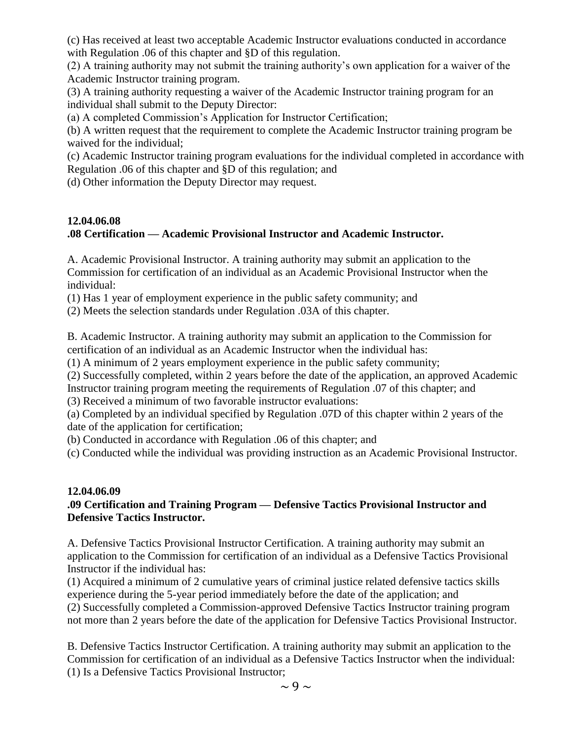(c) Has received at least two acceptable Academic Instructor evaluations conducted in accordance with Regulation .06 of this chapter and §D of this regulation.

(2) A training authority may not submit the training authority's own application for a waiver of the Academic Instructor training program.

(3) A training authority requesting a waiver of the Academic Instructor training program for an individual shall submit to the Deputy Director:

(a) A completed Commission's Application for Instructor Certification;

(b) A written request that the requirement to complete the Academic Instructor training program be waived for the individual;

(c) Academic Instructor training program evaluations for the individual completed in accordance with Regulation .06 of this chapter and §D of this regulation; and

(d) Other information the Deputy Director may request.

**12.04.06.08**

**.08 Certification — Academic Provisional Instructor and Academic Instructor.**

A. Academic Provisional Instructor. A training authority may submit an application to the Commission for certification of an individual as an Academic Provisional Instructor when the individual:

(1) Has 1 year of employment experience in the public safety community; and

(2) Meets the selection standards under Regulation .03A of this chapter.

B. Academic Instructor. A training authority may submit an application to the Commission for certification of an individual as an Academic Instructor when the individual has:

(1) A minimum of 2 years employment experience in the public safety community;

(2) Successfully completed, within 2 years before the date of the application, an approved Academic Instructor training program meeting the requirements of Regulation .07 of this chapter; and

(3) Received a minimum of two favorable instructor evaluations:

(a) Completed by an individual specified by Regulation .07D of this chapter within 2 years of the date of the application for certification;

(b) Conducted in accordance with Regulation .06 of this chapter; and

(c) Conducted while the individual was providing instruction as an Academic Provisional Instructor.

**12.04.06.09**

**.09 Certification and Training Program — Defensive Tactics Provisional Instructor and Defensive Tactics Instructor.**

A. Defensive Tactics Provisional Instructor Certification. A training authority may submit an application to the Commission for certification of an individual as a Defensive Tactics Provisional Instructor if the individual has:

(1) Acquired a minimum of 2 cumulative years of criminal justice related defensive tactics skills experience during the 5-year period immediately before the date of the application; and

(2) Successfully completed a Commission-approved Defensive Tactics Instructor training program not more than 2 years before the date of the application for Defensive Tactics Provisional Instructor.

B. Defensive Tactics Instructor Certification. A training authority may submit an application to the Commission for certification of an individual as a Defensive Tactics Instructor when the individual:

(1) Is a Defensive Tactics Provisional Instructor;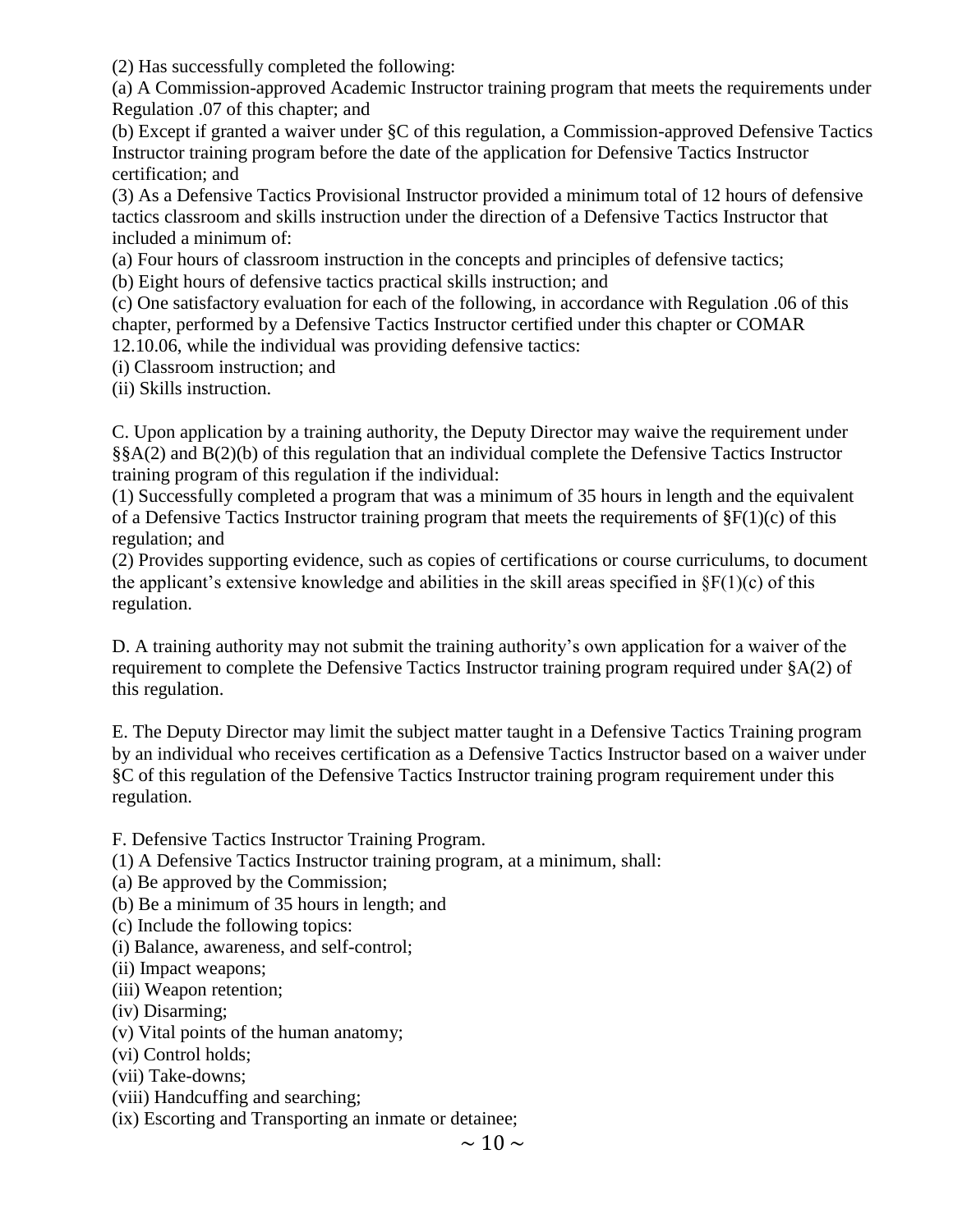(2) Has successfully completed the following:

(a) A Commission-approved Academic Instructor training program that meets the requirements under Regulation .07 of this chapter; and

(b) Except if granted a waiver under §C of this regulation, a Commission-approved Defensive Tactics Instructor training program before the date of the application for Defensive Tactics Instructor certification; and

(3) As a Defensive Tactics Provisional Instructor provided a minimum total of 12 hours of defensive tactics classroom and skills instruction under the direction of a Defensive Tactics Instructor that included a minimum of:

(a) Four hours of classroom instruction in the concepts and principles of defensive tactics;

(b) Eight hours of defensive tactics practical skills instruction; and

(c) One satisfactory evaluation for each of the following, in accordance with Regulation .06 of this chapter, performed by a Defensive Tactics Instructor certified under this chapter or COMAR 12.10.06, while the individual was providing defensive tactics:

(i) Classroom instruction; and

(ii) Skills instruction.

C. Upon application by a training authority, the Deputy Director may waive the requirement under §§A(2) and B(2)(b) of this regulation that an individual complete the Defensive Tactics Instructor training program of this regulation if the individual:

(1) Successfully completed a program that was a minimum of 35 hours in length and the equivalent of a Defensive Tactics Instructor training program that meets the requirements of §F(1)(c) of this regulation; and

(2) Provides supporting evidence, such as copies of certifications or course curriculums, to document the applicant's extensive knowledge and abilities in the skill areas specified in §F(1)(c) of this regulation.

D. A training authority may not submit the training authority's own application for a waiver of the requirement to complete the Defensive Tactics Instructor training program required under §A(2) of this regulation.

E. The Deputy Director may limit the subject matter taught in a Defensive Tactics Training program by an individual who receives certification as a Defensive Tactics Instructor based on a waiver under §C of this regulation of the Defensive Tactics Instructor training program requirement under this regulation.

F. Defensive Tactics Instructor Training Program.

(1) A Defensive Tactics Instructor training program, at a minimum, shall:

(a) Be approved by the Commission;

(b) Be a minimum of 35 hours in length; and

(c) Include the following topics:

(i) Balance, awareness, and self-control;

(ii) Impact weapons;

(iii) Weapon retention;

(iv) Disarming;

(v) Vital points of the human anatomy;

(vi) Control holds;

(vii) Take-downs;

(viii) Handcuffing and searching;

(ix) Escorting and Transporting an inmate or detainee;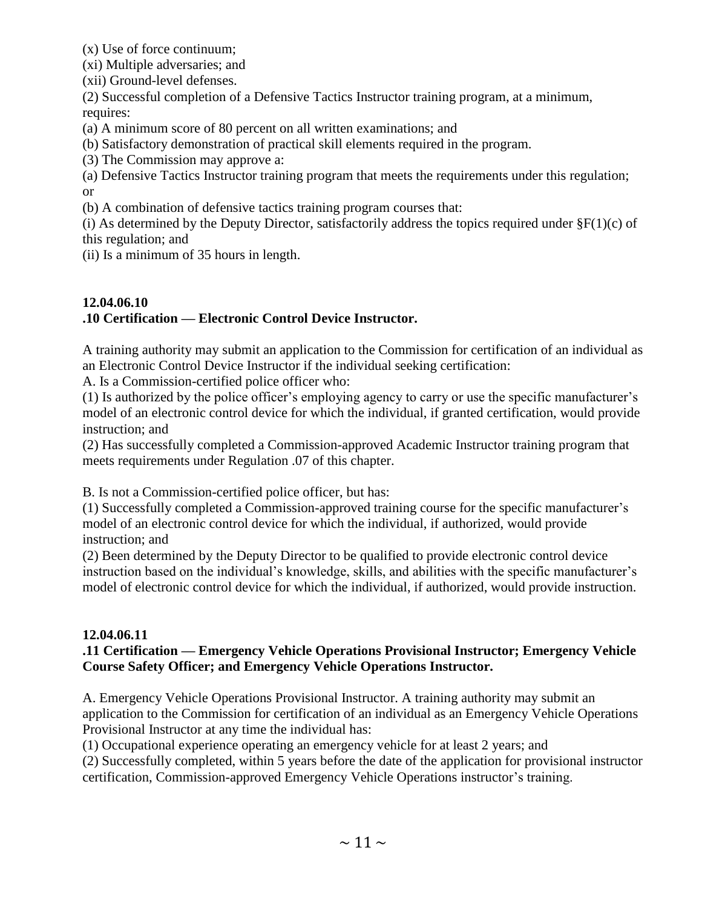(x) Use of force continuum;

(xi) Multiple adversaries; and

(xii) Ground-level defenses.

(2) Successful completion of a Defensive Tactics Instructor training program, at a minimum, requires:

(a) A minimum score of 80 percent on all written examinations; and

(b) Satisfactory demonstration of practical skill elements required in the program.

(3) The Commission may approve a:

(a) Defensive Tactics Instructor training program that meets the requirements under this regulation; or

(b) A combination of defensive tactics training program courses that:

(i) As determined by the Deputy Director, satisfactorily address the topics required under §F(1)(c) of this regulation; and

(ii) Is a minimum of 35 hours in length.

**12.04.06.10**
**.10 Certification — Electronic Control Device Instructor.**

A training authority may submit an application to the Commission for certification of an individual as an Electronic Control Device Instructor if the individual seeking certification:

A. Is a Commission-certified police officer who:

(1) Is authorized by the police officer's employing agency to carry or use the specific manufacturer's model of an electronic control device for which the individual, if granted certification, would provide instruction; and

(2) Has successfully completed a Commission-approved Academic Instructor training program that meets requirements under Regulation .07 of this chapter.

B. Is not a Commission-certified police officer, but has:

(1) Successfully completed a Commission-approved training course for the specific manufacturer's model of an electronic control device for which the individual, if authorized, would provide instruction; and

(2) Been determined by the Deputy Director to be qualified to provide electronic control device instruction based on the individual's knowledge, skills, and abilities with the specific manufacturer's model of electronic control device for which the individual, if authorized, would provide instruction.

**12.04.06.11**
**.11 Certification — Emergency Vehicle Operations Provisional Instructor; Emergency Vehicle Course Safety Officer; and Emergency Vehicle Operations Instructor.**

A. Emergency Vehicle Operations Provisional Instructor. A training authority may submit an application to the Commission for certification of an individual as an Emergency Vehicle Operations Provisional Instructor at any time the individual has:

(1) Occupational experience operating an emergency vehicle for at least 2 years; and

(2) Successfully completed, within 5 years before the date of the application for provisional instructor certification, Commission-approved Emergency Vehicle Operations instructor's training.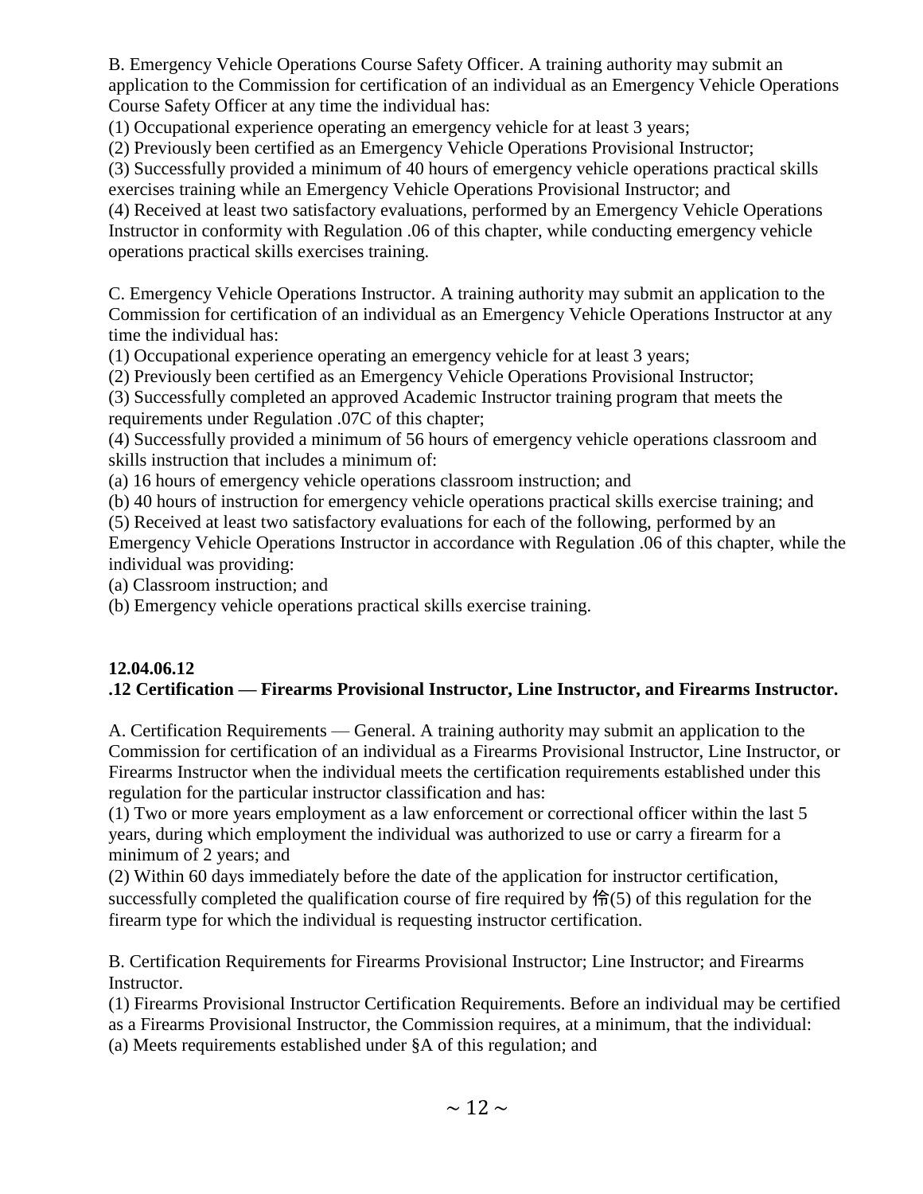B. Emergency Vehicle Operations Course Safety Officer. A training authority may submit an application to the Commission for certification of an individual as an Emergency Vehicle Operations Course Safety Officer at any time the individual has:

(1) Occupational experience operating an emergency vehicle for at least 3 years;

(2) Previously been certified as an Emergency Vehicle Operations Provisional Instructor;

(3) Successfully provided a minimum of 40 hours of emergency vehicle operations practical skills exercises training while an Emergency Vehicle Operations Provisional Instructor; and

(4) Received at least two satisfactory evaluations, performed by an Emergency Vehicle Operations Instructor in conformity with Regulation .06 of this chapter, while conducting emergency vehicle operations practical skills exercises training.

C. Emergency Vehicle Operations Instructor. A training authority may submit an application to the Commission for certification of an individual as an Emergency Vehicle Operations Instructor at any time the individual has:

(1) Occupational experience operating an emergency vehicle for at least 3 years;

(2) Previously been certified as an Emergency Vehicle Operations Provisional Instructor;

(3) Successfully completed an approved Academic Instructor training program that meets the requirements under Regulation .07C of this chapter;

(4) Successfully provided a minimum of 56 hours of emergency vehicle operations classroom and skills instruction that includes a minimum of:

(a) 16 hours of emergency vehicle operations classroom instruction; and

(b) 40 hours of instruction for emergency vehicle operations practical skills exercise training; and

(5) Received at least two satisfactory evaluations for each of the following, performed by an Emergency Vehicle Operations Instructor in accordance with Regulation .06 of this chapter, while the individual was providing:

(a) Classroom instruction; and

(b) Emergency vehicle operations practical skills exercise training.

**12.04.06.12**

**.12 Certification — Firearms Provisional Instructor, Line Instructor, and Firearms Instructor.**

A. Certification Requirements — General. A training authority may submit an application to the Commission for certification of an individual as a Firearms Provisional Instructor, Line Instructor, or Firearms Instructor when the individual meets the certification requirements established under this regulation for the particular instructor classification and has:

(1) Two or more years employment as a law enforcement or correctional officer within the last 5 years, during which employment the individual was authorized to use or carry a firearm for a minimum of 2 years; and

(2) Within 60 days immediately before the date of the application for instructor certification, successfully completed the qualification course of fire required by 伶(5) of this regulation for the firearm type for which the individual is requesting instructor certification.

B. Certification Requirements for Firearms Provisional Instructor; Line Instructor; and Firearms Instructor.

(1) Firearms Provisional Instructor Certification Requirements. Before an individual may be certified as a Firearms Provisional Instructor, the Commission requires, at a minimum, that the individual:

(a) Meets requirements established under §A of this regulation; and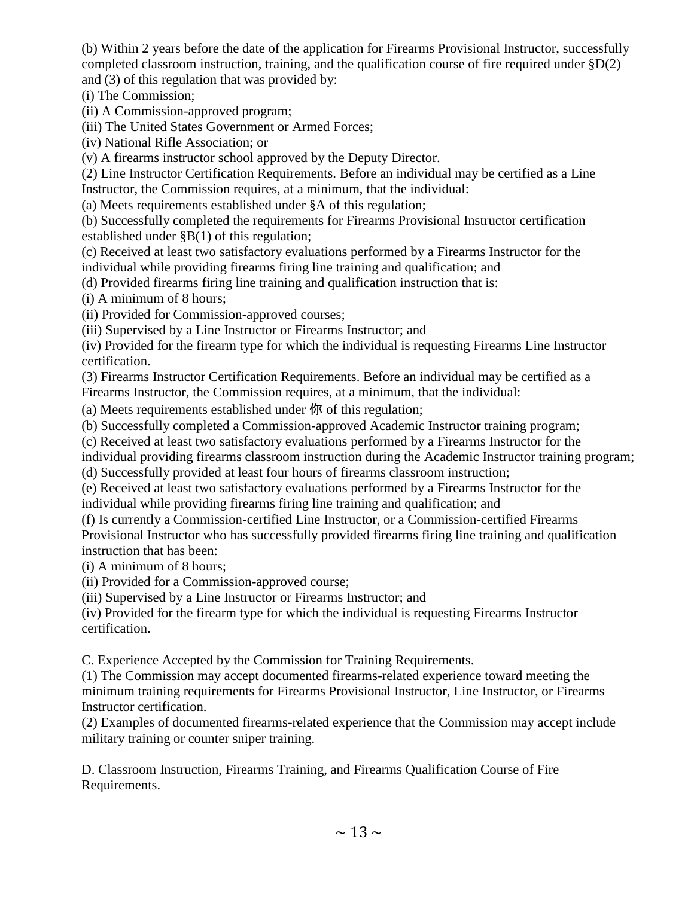(b) Within 2 years before the date of the application for Firearms Provisional Instructor, successfully completed classroom instruction, training, and the qualification course of fire required under §D(2) and (3) of this regulation that was provided by:

(i) The Commission;

(ii) A Commission-approved program;

(iii) The United States Government or Armed Forces;

(iv) National Rifle Association; or

(v) A firearms instructor school approved by the Deputy Director.

(2) Line Instructor Certification Requirements. Before an individual may be certified as a Line Instructor, the Commission requires, at a minimum, that the individual:

(a) Meets requirements established under §A of this regulation;

(b) Successfully completed the requirements for Firearms Provisional Instructor certification established under §B(1) of this regulation;

(c) Received at least two satisfactory evaluations performed by a Firearms Instructor for the individual while providing firearms firing line training and qualification; and

(d) Provided firearms firing line training and qualification instruction that is:

(i) A minimum of 8 hours;

(ii) Provided for Commission-approved courses;

(iii) Supervised by a Line Instructor or Firearms Instructor; and

(iv) Provided for the firearm type for which the individual is requesting Firearms Line Instructor certification.

(3) Firearms Instructor Certification Requirements. Before an individual may be certified as a Firearms Instructor, the Commission requires, at a minimum, that the individual:

(a) Meets requirements established under 你 of this regulation;

(b) Successfully completed a Commission-approved Academic Instructor training program;

(c) Received at least two satisfactory evaluations performed by a Firearms Instructor for the individual providing firearms classroom instruction during the Academic Instructor training program;

(d) Successfully provided at least four hours of firearms classroom instruction;

(e) Received at least two satisfactory evaluations performed by a Firearms Instructor for the individual while providing firearms firing line training and qualification; and

(f) Is currently a Commission-certified Line Instructor, or a Commission-certified Firearms Provisional Instructor who has successfully provided firearms firing line training and qualification instruction that has been:

(i) A minimum of 8 hours;

(ii) Provided for a Commission-approved course;

(iii) Supervised by a Line Instructor or Firearms Instructor; and

(iv) Provided for the firearm type for which the individual is requesting Firearms Instructor certification.

C. Experience Accepted by the Commission for Training Requirements.

(1) The Commission may accept documented firearms-related experience toward meeting the minimum training requirements for Firearms Provisional Instructor, Line Instructor, or Firearms Instructor certification.

(2) Examples of documented firearms-related experience that the Commission may accept include military training or counter sniper training.

D. Classroom Instruction, Firearms Training, and Firearms Qualification Course of Fire Requirements.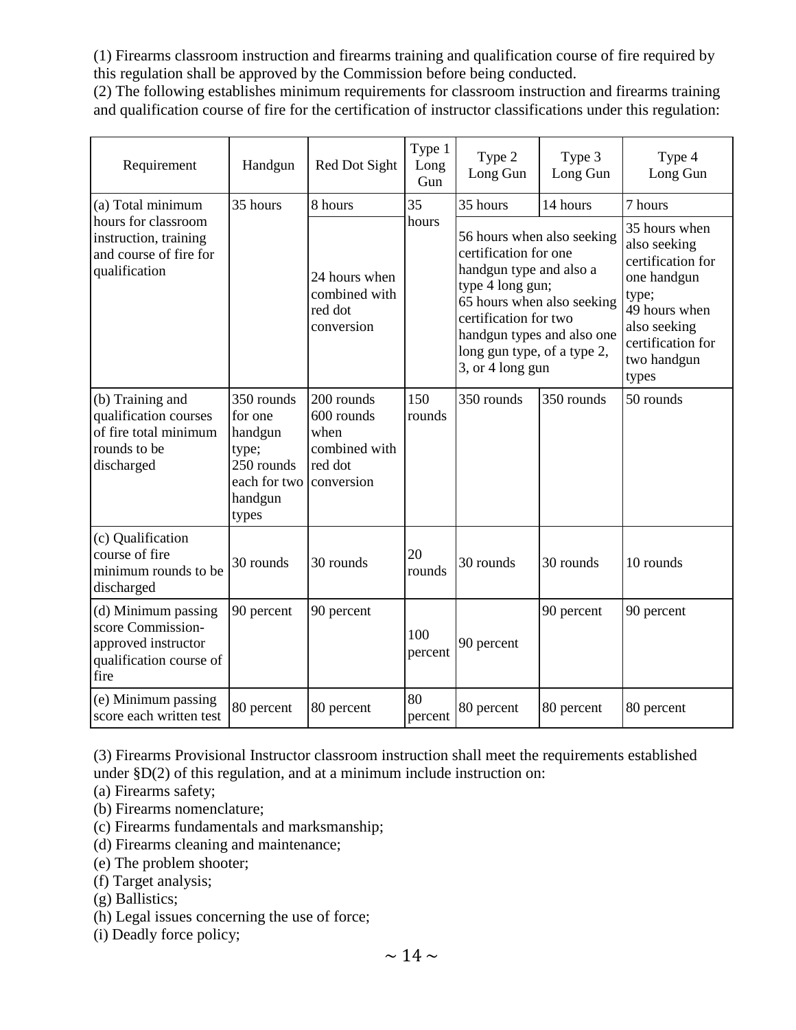(1) Firearms classroom instruction and firearms training and qualification course of fire required by this regulation shall be approved by the Commission before being conducted.

(2) The following establishes minimum requirements for classroom instruction and firearms training and qualification course of fire for the certification of instructor classifications under this regulation:

| Requirement | Handgun | Red Dot Sight | Type 1 Long Gun | Type 2 Long Gun | Type 3 Long Gun | Type 4 Long Gun |
|---|---|---|---|---|---|---|
| (a) Total minimum hours for classroom instruction, training and course of fire for qualification | 35 hours | 8 hours<br>24 hours when combined with red dot conversion | 35 hours | 35 hours<br>56 hours when also seeking certification for one handgun type and also a type 4 long gun;<br>65 hours when also seeking certification for two handgun types and also one long gun type, of a type 2, 3, or 4 long gun | 14 hours | 7 hours<br>35 hours when also seeking certification for one handgun type;<br>49 hours when also seeking certification for two handgun types |
| (b) Training and qualification courses of fire total minimum rounds to be discharged | 350 rounds for one handgun type;<br>250 rounds each for two handgun types | 200 rounds<br>600 rounds when combined with red dot conversion | 150 rounds | 350 rounds | 350 rounds | 50 rounds |
| (c) Qualification course of fire minimum rounds to be discharged | 30 rounds | 30 rounds | 20 rounds | 30 rounds | 30 rounds | 10 rounds |
| (d) Minimum passing score Commission-approved instructor qualification course of fire | 90 percent | 90 percent | 100 percent | 90 percent | 90 percent | 90 percent |
| (e) Minimum passing score each written test | 80 percent | 80 percent | 80 percent | 80 percent | 80 percent | 80 percent |

(3) Firearms Provisional Instructor classroom instruction shall meet the requirements established under §D(2) of this regulation, and at a minimum include instruction on:

(a) Firearms safety;

(b) Firearms nomenclature;

(c) Firearms fundamentals and marksmanship;

(d) Firearms cleaning and maintenance;

(e) The problem shooter;

(f) Target analysis;

(g) Ballistics;

(h) Legal issues concerning the use of force;

(i) Deadly force policy;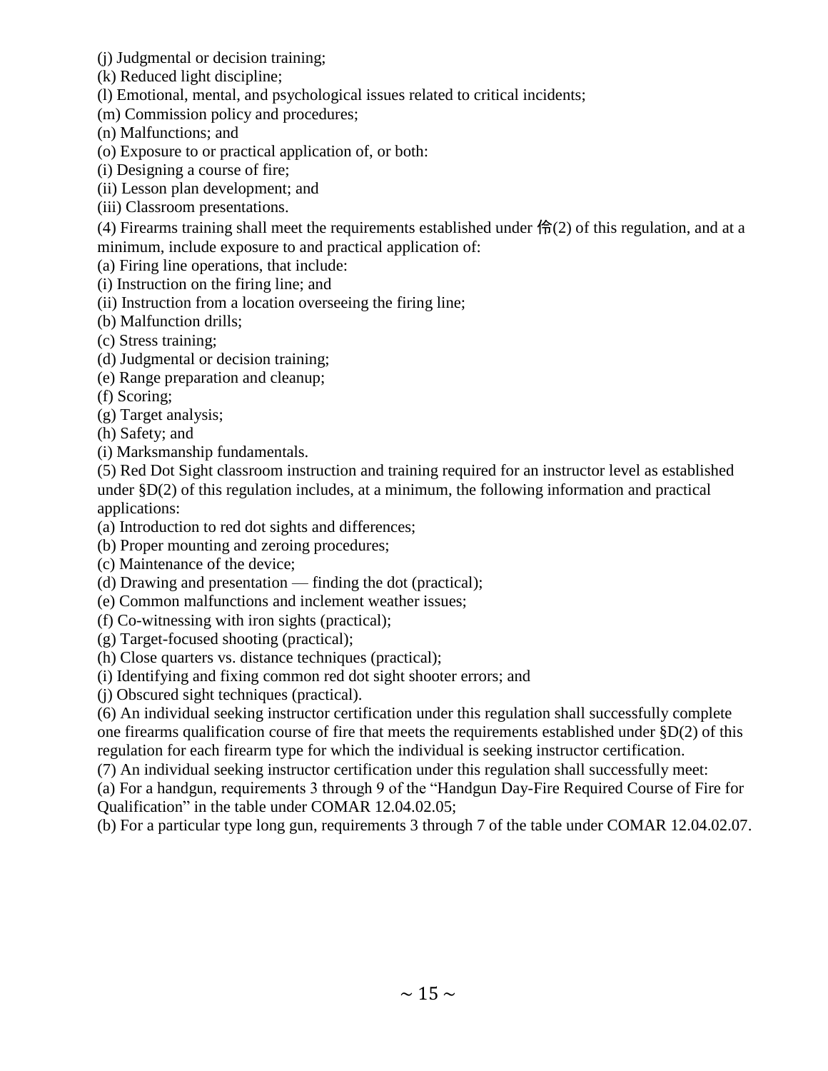(j) Judgmental or decision training;

(k) Reduced light discipline;

(l) Emotional, mental, and psychological issues related to critical incidents;

(m) Commission policy and procedures;

(n) Malfunctions; and

(o) Exposure to or practical application of, or both:

(i) Designing a course of fire;

(ii) Lesson plan development; and

(iii) Classroom presentations.

(4) Firearms training shall meet the requirements established under 侖(2) of this regulation, and at a minimum, include exposure to and practical application of:

(a) Firing line operations, that include:

(i) Instruction on the firing line; and

(ii) Instruction from a location overseeing the firing line;

(b) Malfunction drills;

(c) Stress training;

(d) Judgmental or decision training;

(e) Range preparation and cleanup;

(f) Scoring;

(g) Target analysis;

(h) Safety; and

(i) Marksmanship fundamentals.

(5) Red Dot Sight classroom instruction and training required for an instructor level as established under §D(2) of this regulation includes, at a minimum, the following information and practical applications:

(a) Introduction to red dot sights and differences;

(b) Proper mounting and zeroing procedures;

(c) Maintenance of the device;

(d) Drawing and presentation — finding the dot (practical);

(e) Common malfunctions and inclement weather issues;

(f) Co-witnessing with iron sights (practical);

(g) Target-focused shooting (practical);

(h) Close quarters vs. distance techniques (practical);

(i) Identifying and fixing common red dot sight shooter errors; and

(j) Obscured sight techniques (practical).

(6) An individual seeking instructor certification under this regulation shall successfully complete one firearms qualification course of fire that meets the requirements established under §D(2) of this regulation for each firearm type for which the individual is seeking instructor certification.

(7) An individual seeking instructor certification under this regulation shall successfully meet:

(a) For a handgun, requirements 3 through 9 of the "Handgun Day-Fire Required Course of Fire for Qualification" in the table under COMAR 12.04.02.05;

(b) For a particular type long gun, requirements 3 through 7 of the table under COMAR 12.04.02.07.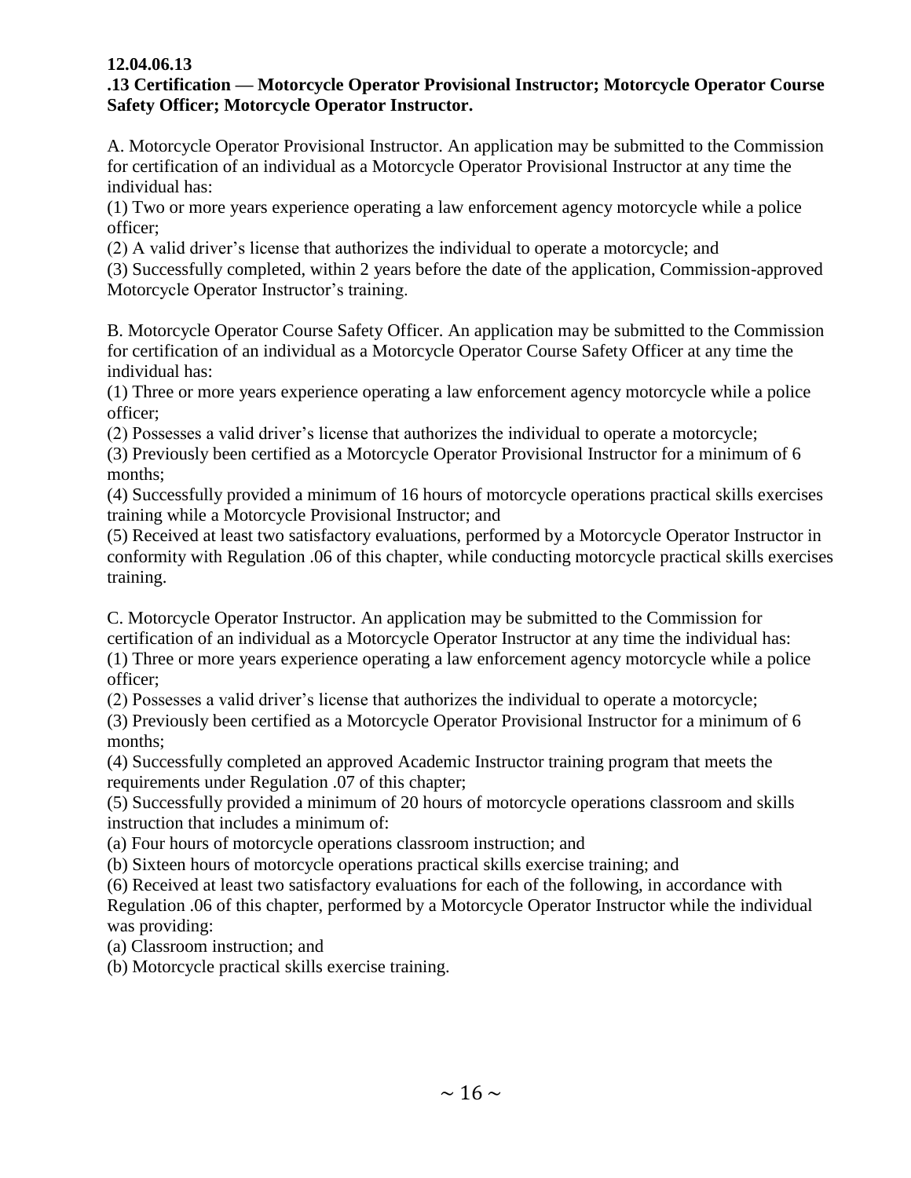**12.04.06.13**

**.13 Certification — Motorcycle Operator Provisional Instructor; Motorcycle Operator Course Safety Officer; Motorcycle Operator Instructor.**

A. Motorcycle Operator Provisional Instructor. An application may be submitted to the Commission for certification of an individual as a Motorcycle Operator Provisional Instructor at any time the individual has:

(1) Two or more years experience operating a law enforcement agency motorcycle while a police officer;

(2) A valid driver's license that authorizes the individual to operate a motorcycle; and

(3) Successfully completed, within 2 years before the date of the application, Commission-approved Motorcycle Operator Instructor's training.

B. Motorcycle Operator Course Safety Officer. An application may be submitted to the Commission for certification of an individual as a Motorcycle Operator Course Safety Officer at any time the individual has:

(1) Three or more years experience operating a law enforcement agency motorcycle while a police officer;

(2) Possesses a valid driver's license that authorizes the individual to operate a motorcycle;

(3) Previously been certified as a Motorcycle Operator Provisional Instructor for a minimum of 6 months;

(4) Successfully provided a minimum of 16 hours of motorcycle operations practical skills exercises training while a Motorcycle Provisional Instructor; and

(5) Received at least two satisfactory evaluations, performed by a Motorcycle Operator Instructor in conformity with Regulation .06 of this chapter, while conducting motorcycle practical skills exercises training.

C. Motorcycle Operator Instructor. An application may be submitted to the Commission for certification of an individual as a Motorcycle Operator Instructor at any time the individual has:

(1) Three or more years experience operating a law enforcement agency motorcycle while a police officer;

(2) Possesses a valid driver's license that authorizes the individual to operate a motorcycle;

(3) Previously been certified as a Motorcycle Operator Provisional Instructor for a minimum of 6 months;

(4) Successfully completed an approved Academic Instructor training program that meets the requirements under Regulation .07 of this chapter;

(5) Successfully provided a minimum of 20 hours of motorcycle operations classroom and skills instruction that includes a minimum of:

(a) Four hours of motorcycle operations classroom instruction; and

(b) Sixteen hours of motorcycle operations practical skills exercise training; and

(6) Received at least two satisfactory evaluations for each of the following, in accordance with Regulation .06 of this chapter, performed by a Motorcycle Operator Instructor while the individual was providing:

(a) Classroom instruction; and

(b) Motorcycle practical skills exercise training.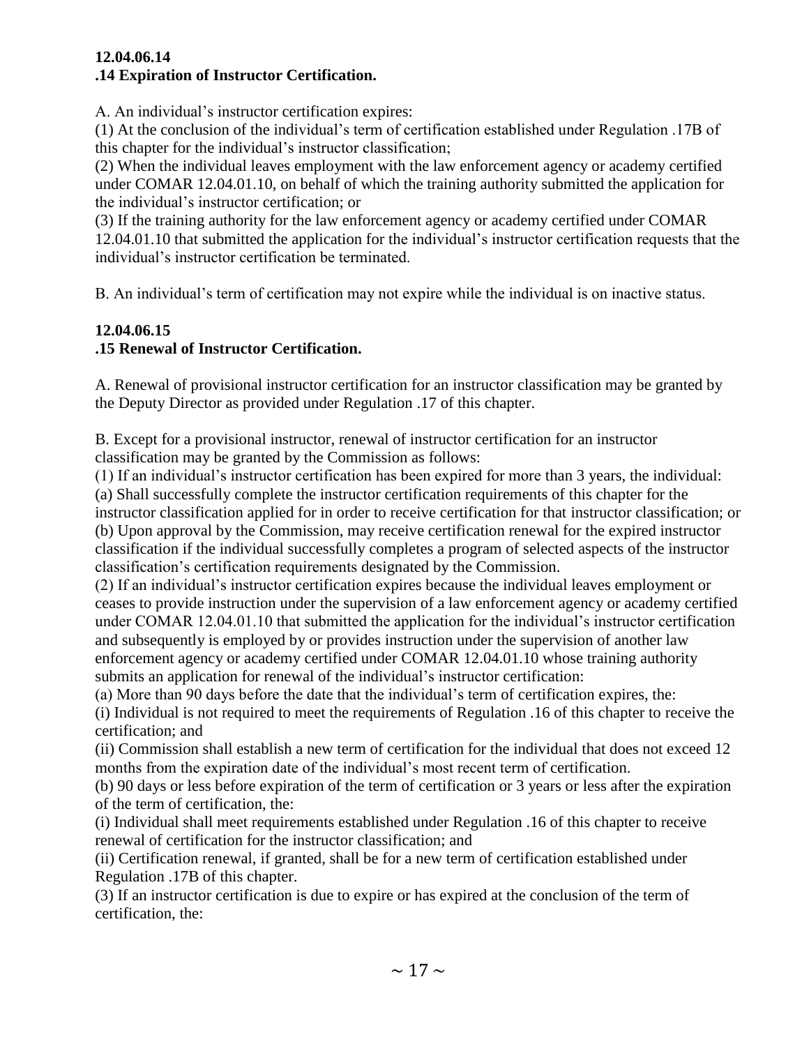**12.04.06.14**
**.14 Expiration of Instructor Certification.**

A. An individual's instructor certification expires:

(1) At the conclusion of the individual's term of certification established under Regulation .17B of this chapter for the individual's instructor classification;

(2) When the individual leaves employment with the law enforcement agency or academy certified under COMAR 12.04.01.10, on behalf of which the training authority submitted the application for the individual's instructor certification; or

(3) If the training authority for the law enforcement agency or academy certified under COMAR 12.04.01.10 that submitted the application for the individual's instructor certification requests that the individual's instructor certification be terminated.

B. An individual's term of certification may not expire while the individual is on inactive status.

**12.04.06.15**
**.15 Renewal of Instructor Certification.**

A. Renewal of provisional instructor certification for an instructor classification may be granted by the Deputy Director as provided under Regulation .17 of this chapter.

B. Except for a provisional instructor, renewal of instructor certification for an instructor classification may be granted by the Commission as follows:

(1) If an individual's instructor certification has been expired for more than 3 years, the individual:

(a) Shall successfully complete the instructor certification requirements of this chapter for the instructor classification applied for in order to receive certification for that instructor classification; or

(b) Upon approval by the Commission, may receive certification renewal for the expired instructor classification if the individual successfully completes a program of selected aspects of the instructor classification's certification requirements designated by the Commission.

(2) If an individual's instructor certification expires because the individual leaves employment or ceases to provide instruction under the supervision of a law enforcement agency or academy certified under COMAR 12.04.01.10 that submitted the application for the individual's instructor certification and subsequently is employed by or provides instruction under the supervision of another law enforcement agency or academy certified under COMAR 12.04.01.10 whose training authority submits an application for renewal of the individual's instructor certification:

(a) More than 90 days before the date that the individual's term of certification expires, the:

(i) Individual is not required to meet the requirements of Regulation .16 of this chapter to receive the certification; and

(ii) Commission shall establish a new term of certification for the individual that does not exceed 12 months from the expiration date of the individual's most recent term of certification.

(b) 90 days or less before expiration of the term of certification or 3 years or less after the expiration of the term of certification, the:

(i) Individual shall meet requirements established under Regulation .16 of this chapter to receive renewal of certification for the instructor classification; and

(ii) Certification renewal, if granted, shall be for a new term of certification established under Regulation .17B of this chapter.

(3) If an instructor certification is due to expire or has expired at the conclusion of the term of certification, the: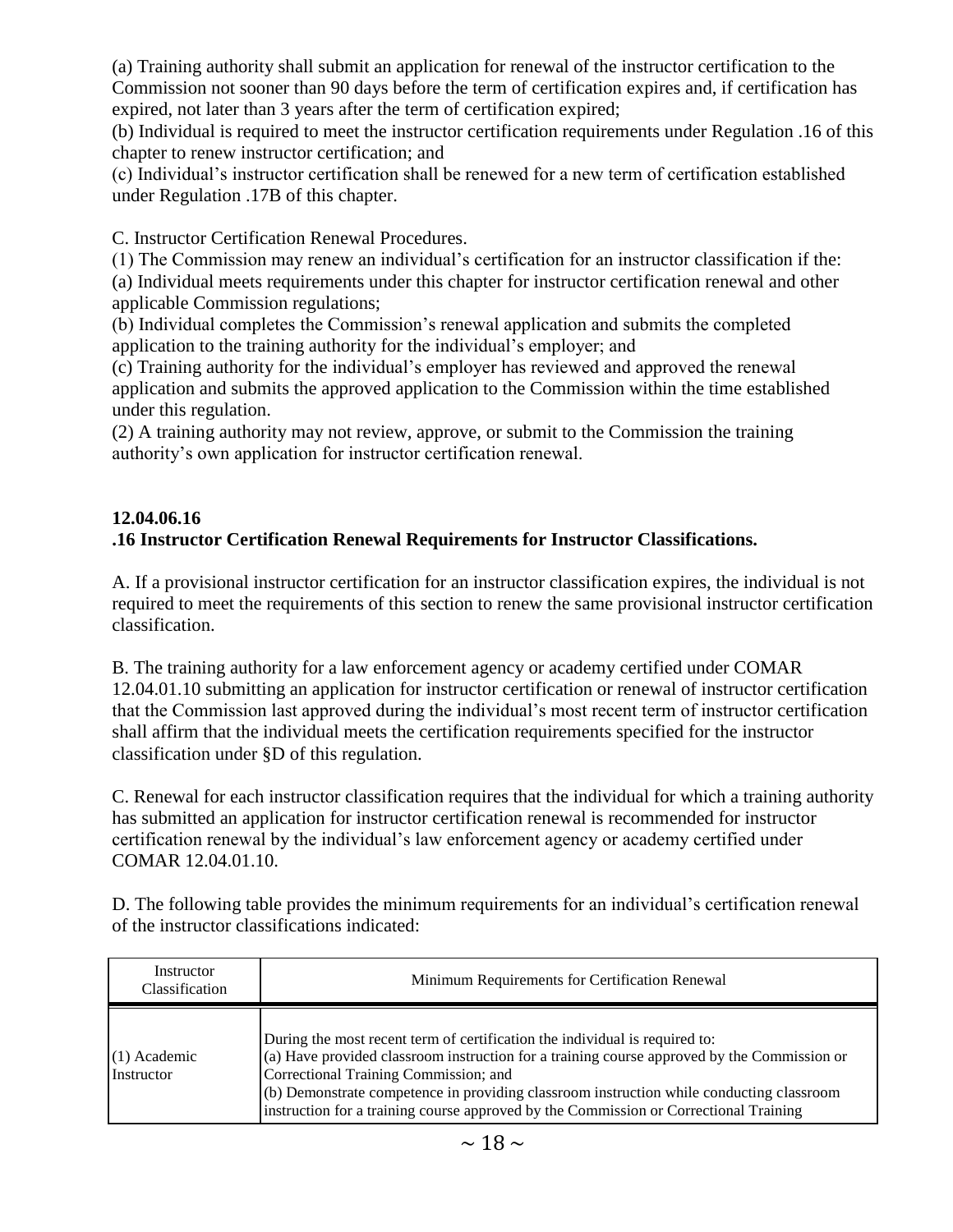(a) Training authority shall submit an application for renewal of the instructor certification to the Commission not sooner than 90 days before the term of certification expires and, if certification has expired, not later than 3 years after the term of certification expired;

(b) Individual is required to meet the instructor certification requirements under Regulation .16 of this chapter to renew instructor certification; and

(c) Individual's instructor certification shall be renewed for a new term of certification established under Regulation .17B of this chapter.

C. Instructor Certification Renewal Procedures.

(1) The Commission may renew an individual's certification for an instructor classification if the:

(a) Individual meets requirements under this chapter for instructor certification renewal and other applicable Commission regulations;

(b) Individual completes the Commission's renewal application and submits the completed application to the training authority for the individual's employer; and

(c) Training authority for the individual's employer has reviewed and approved the renewal application and submits the approved application to the Commission within the time established under this regulation.

(2) A training authority may not review, approve, or submit to the Commission the training authority's own application for instructor certification renewal.

**12.04.06.16**
**.16 Instructor Certification Renewal Requirements for Instructor Classifications.**

A. If a provisional instructor certification for an instructor classification expires, the individual is not required to meet the requirements of this section to renew the same provisional instructor certification classification.

B. The training authority for a law enforcement agency or academy certified under COMAR 12.04.01.10 submitting an application for instructor certification or renewal of instructor certification that the Commission last approved during the individual's most recent term of instructor certification shall affirm that the individual meets the certification requirements specified for the instructor classification under §D of this regulation.

C. Renewal for each instructor classification requires that the individual for which a training authority has submitted an application for instructor certification renewal is recommended for instructor certification renewal by the individual's law enforcement agency or academy certified under COMAR 12.04.01.10.

D. The following table provides the minimum requirements for an individual's certification renewal of the instructor classifications indicated:

| Instructor Classification | Minimum Requirements for Certification Renewal |
|---|---|
| (1) Academic Instructor | During the most recent term of certification the individual is required to:<br>(a) Have provided classroom instruction for a training course approved by the Commission or Correctional Training Commission; and<br>(b) Demonstrate competence in providing classroom instruction while conducting classroom instruction for a training course approved by the Commission or Correctional Training |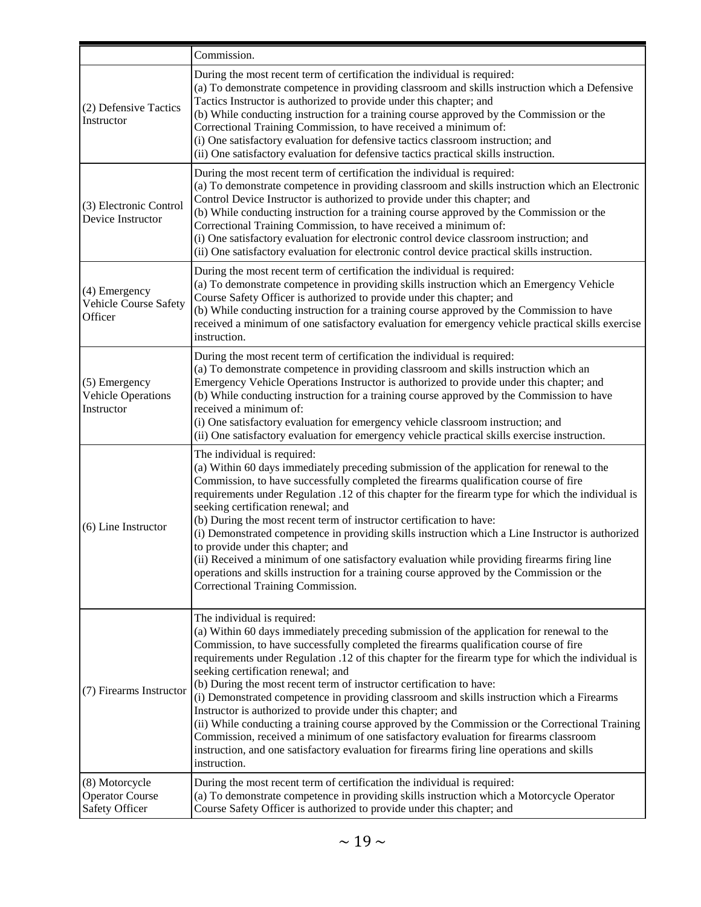| | |
|---|---|
| | Commission. |
| (2) Defensive Tactics Instructor | During the most recent term of certification the individual is required:<br>(a) To demonstrate competence in providing classroom and skills instruction which a Defensive Tactics Instructor is authorized to provide under this chapter; and<br>(b) While conducting instruction for a training course approved by the Commission or the Correctional Training Commission, to have received a minimum of:<br>(i) One satisfactory evaluation for defensive tactics classroom instruction; and<br>(ii) One satisfactory evaluation for defensive tactics practical skills instruction. |
| (3) Electronic Control Device Instructor | During the most recent term of certification the individual is required:<br>(a) To demonstrate competence in providing classroom and skills instruction which an Electronic Control Device Instructor is authorized to provide under this chapter; and<br>(b) While conducting instruction for a training course approved by the Commission or the Correctional Training Commission, to have received a minimum of:<br>(i) One satisfactory evaluation for electronic control device classroom instruction; and<br>(ii) One satisfactory evaluation for electronic control device practical skills instruction. |
| (4) Emergency Vehicle Course Safety Officer | During the most recent term of certification the individual is required:<br>(a) To demonstrate competence in providing skills instruction which an Emergency Vehicle Course Safety Officer is authorized to provide under this chapter; and<br>(b) While conducting instruction for a training course approved by the Commission to have received a minimum of one satisfactory evaluation for emergency vehicle practical skills exercise instruction. |
| (5) Emergency Vehicle Operations Instructor | During the most recent term of certification the individual is required:<br>(a) To demonstrate competence in providing classroom and skills instruction which an Emergency Vehicle Operations Instructor is authorized to provide under this chapter; and<br>(b) While conducting instruction for a training course approved by the Commission to have received a minimum of:<br>(i) One satisfactory evaluation for emergency vehicle classroom instruction; and<br>(ii) One satisfactory evaluation for emergency vehicle practical skills exercise instruction. |
| (6) Line Instructor | The individual is required:<br>(a) Within 60 days immediately preceding submission of the application for renewal to the Commission, to have successfully completed the firearms qualification course of fire requirements under Regulation .12 of this chapter for the firearm type for which the individual is seeking certification renewal; and<br>(b) During the most recent term of instructor certification to have:<br>(i) Demonstrated competence in providing skills instruction which a Line Instructor is authorized to provide under this chapter; and<br>(ii) Received a minimum of one satisfactory evaluation while providing firearms firing line operations and skills instruction for a training course approved by the Commission or the Correctional Training Commission. |
| (7) Firearms Instructor | The individual is required:<br>(a) Within 60 days immediately preceding submission of the application for renewal to the Commission, to have successfully completed the firearms qualification course of fire requirements under Regulation .12 of this chapter for the firearm type for which the individual is seeking certification renewal; and<br>(b) During the most recent term of instructor certification to have:<br>(i) Demonstrated competence in providing classroom and skills instruction which a Firearms Instructor is authorized to provide under this chapter; and<br>(ii) While conducting a training course approved by the Commission or the Correctional Training Commission, received a minimum of one satisfactory evaluation for firearms classroom instruction, and one satisfactory evaluation for firearms firing line operations and skills instruction. |
| (8) Motorcycle Operator Course Safety Officer | During the most recent term of certification the individual is required:<br>(a) To demonstrate competence in providing skills instruction which a Motorcycle Operator Course Safety Officer is authorized to provide under this chapter; and |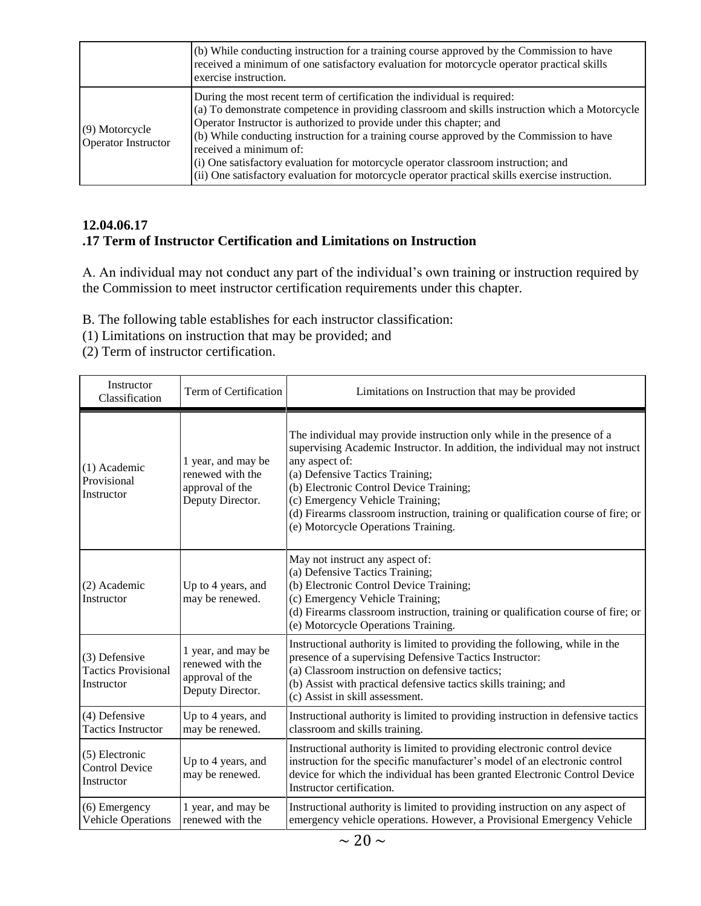| | |
|---|---|
| | (b) While conducting instruction for a training course approved by the Commission to have received a minimum of one satisfactory evaluation for motorcycle operator practical skills exercise instruction. |
| (9) Motorcycle Operator Instructor | During the most recent term of certification the individual is required:<br>(a) To demonstrate competence in providing classroom and skills instruction which a Motorcycle Operator Instructor is authorized to provide under this chapter; and<br>(b) While conducting instruction for a training course approved by the Commission to have received a minimum of:<br>(i) One satisfactory evaluation for motorcycle operator classroom instruction; and<br>(ii) One satisfactory evaluation for motorcycle operator practical skills exercise instruction. |

**12.04.06.17**
**.17 Term of Instructor Certification and Limitations on Instruction**

A. An individual may not conduct any part of the individual's own training or instruction required by the Commission to meet instructor certification requirements under this chapter.

B. The following table establishes for each instructor classification:
(1) Limitations on instruction that may be provided; and
(2) Term of instructor certification.

| Instructor Classification | Term of Certification | Limitations on Instruction that may be provided |
|---|---|---|
| (1) Academic Provisional Instructor | 1 year, and may be renewed with the approval of the Deputy Director. | The individual may provide instruction only while in the presence of a supervising Academic Instructor. In addition, the individual may not instruct any aspect of:<br>(a) Defensive Tactics Training;<br>(b) Electronic Control Device Training;<br>(c) Emergency Vehicle Training;<br>(d) Firearms classroom instruction, training or qualification course of fire; or<br>(e) Motorcycle Operations Training. |
| (2) Academic Instructor | Up to 4 years, and may be renewed. | May not instruct any aspect of:<br>(a) Defensive Tactics Training;<br>(b) Electronic Control Device Training;<br>(c) Emergency Vehicle Training;<br>(d) Firearms classroom instruction, training or qualification course of fire; or<br>(e) Motorcycle Operations Training. |
| (3) Defensive Tactics Provisional Instructor | 1 year, and may be renewed with the approval of the Deputy Director. | Instructional authority is limited to providing the following, while in the presence of a supervising Defensive Tactics Instructor:<br>(a) Classroom instruction on defensive tactics;<br>(b) Assist with practical defensive tactics skills training; and<br>(c) Assist in skill assessment. |
| (4) Defensive Tactics Instructor | Up to 4 years, and may be renewed. | Instructional authority is limited to providing instruction in defensive tactics classroom and skills training. |
| (5) Electronic Control Device Instructor | Up to 4 years, and may be renewed. | Instructional authority is limited to providing electronic control device instruction for the specific manufacturer's model of an electronic control device for which the individual has been granted Electronic Control Device Instructor certification. |
| (6) Emergency Vehicle Operations | 1 year, and may be renewed with the | Instructional authority is limited to providing instruction on any aspect of emergency vehicle operations. However, a Provisional Emergency Vehicle |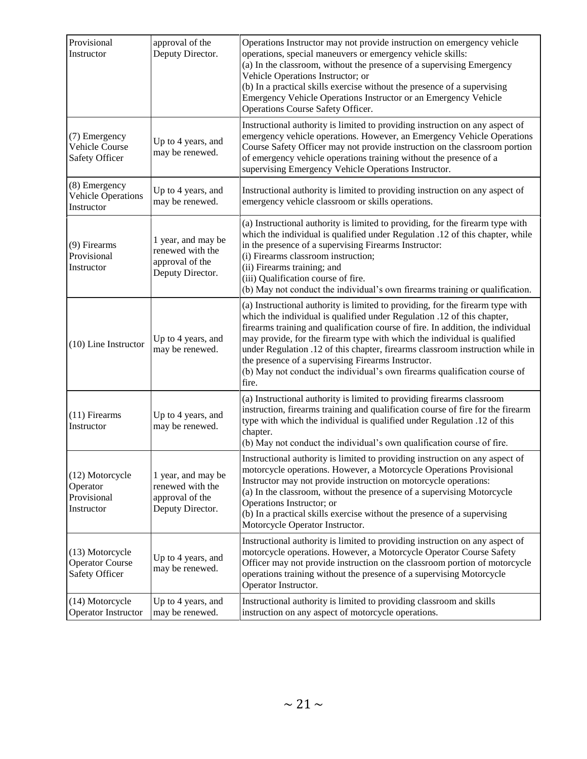| | | |
|---|---|---|
| Provisional Instructor | approval of the Deputy Director. | Operations Instructor may not provide instruction on emergency vehicle operations, special maneuvers or emergency vehicle skills:<br>(a) In the classroom, without the presence of a supervising Emergency Vehicle Operations Instructor; or<br>(b) In a practical skills exercise without the presence of a supervising Emergency Vehicle Operations Instructor or an Emergency Vehicle Operations Course Safety Officer. |
| (7) Emergency Vehicle Course Safety Officer | Up to 4 years, and may be renewed. | Instructional authority is limited to providing instruction on any aspect of emergency vehicle operations. However, an Emergency Vehicle Operations Course Safety Officer may not provide instruction on the classroom portion of emergency vehicle operations training without the presence of a supervising Emergency Vehicle Operations Instructor. |
| (8) Emergency Vehicle Operations Instructor | Up to 4 years, and may be renewed. | Instructional authority is limited to providing instruction on any aspect of emergency vehicle classroom or skills operations. |
| (9) Firearms Provisional Instructor | 1 year, and may be renewed with the approval of the Deputy Director. | (a) Instructional authority is limited to providing, for the firearm type with which the individual is qualified under Regulation .12 of this chapter, while in the presence of a supervising Firearms Instructor:<br>(i) Firearms classroom instruction;<br>(ii) Firearms training; and<br>(iii) Qualification course of fire.<br>(b) May not conduct the individual's own firearms training or qualification. |
| (10) Line Instructor | Up to 4 years, and may be renewed. | (a) Instructional authority is limited to providing, for the firearm type with which the individual is qualified under Regulation .12 of this chapter, firearms training and qualification course of fire. In addition, the individual may provide, for the firearm type with which the individual is qualified under Regulation .12 of this chapter, firearms classroom instruction while in the presence of a supervising Firearms Instructor.<br>(b) May not conduct the individual's own firearms qualification course of fire. |
| (11) Firearms Instructor | Up to 4 years, and may be renewed. | (a) Instructional authority is limited to providing firearms classroom instruction, firearms training and qualification course of fire for the firearm type with which the individual is qualified under Regulation .12 of this chapter.<br>(b) May not conduct the individual's own qualification course of fire. |
| (12) Motorcycle Operator Provisional Instructor | 1 year, and may be renewed with the approval of the Deputy Director. | Instructional authority is limited to providing instruction on any aspect of motorcycle operations. However, a Motorcycle Operations Provisional Instructor may not provide instruction on motorcycle operations:<br>(a) In the classroom, without the presence of a supervising Motorcycle Operations Instructor; or<br>(b) In a practical skills exercise without the presence of a supervising Motorcycle Operator Instructor. |
| (13) Motorcycle Operator Course Safety Officer | Up to 4 years, and may be renewed. | Instructional authority is limited to providing instruction on any aspect of motorcycle operations. However, a Motorcycle Operator Course Safety Officer may not provide instruction on the classroom portion of motorcycle operations training without the presence of a supervising Motorcycle Operator Instructor. |
| (14) Motorcycle Operator Instructor | Up to 4 years, and may be renewed. | Instructional authority is limited to providing classroom and skills instruction on any aspect of motorcycle operations. |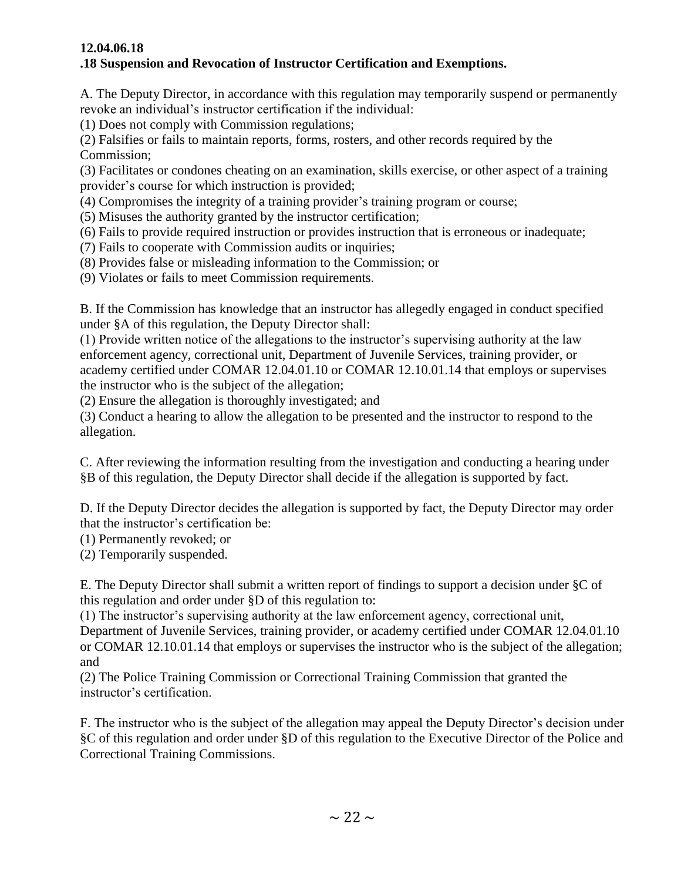**12.04.06.18**
**.18 Suspension and Revocation of Instructor Certification and Exemptions.**

A. The Deputy Director, in accordance with this regulation may temporarily suspend or permanently revoke an individual's instructor certification if the individual:

(1) Does not comply with Commission regulations;

(2) Falsifies or fails to maintain reports, forms, rosters, and other records required by the Commission;

(3) Facilitates or condones cheating on an examination, skills exercise, or other aspect of a training provider's course for which instruction is provided;

(4) Compromises the integrity of a training provider's training program or course;

(5) Misuses the authority granted by the instructor certification;

(6) Fails to provide required instruction or provides instruction that is erroneous or inadequate;

(7) Fails to cooperate with Commission audits or inquiries;

(8) Provides false or misleading information to the Commission; or

(9) Violates or fails to meet Commission requirements.

B. If the Commission has knowledge that an instructor has allegedly engaged in conduct specified under §A of this regulation, the Deputy Director shall:

(1) Provide written notice of the allegations to the instructor's supervising authority at the law enforcement agency, correctional unit, Department of Juvenile Services, training provider, or academy certified under COMAR 12.04.01.10 or COMAR 12.10.01.14 that employs or supervises the instructor who is the subject of the allegation;

(2) Ensure the allegation is thoroughly investigated; and

(3) Conduct a hearing to allow the allegation to be presented and the instructor to respond to the allegation.

C. After reviewing the information resulting from the investigation and conducting a hearing under §B of this regulation, the Deputy Director shall decide if the allegation is supported by fact.

D. If the Deputy Director decides the allegation is supported by fact, the Deputy Director may order that the instructor's certification be:

(1) Permanently revoked; or

(2) Temporarily suspended.

E. The Deputy Director shall submit a written report of findings to support a decision under §C of this regulation and order under §D of this regulation to:

(1) The instructor's supervising authority at the law enforcement agency, correctional unit, Department of Juvenile Services, training provider, or academy certified under COMAR 12.04.01.10 or COMAR 12.10.01.14 that employs or supervises the instructor who is the subject of the allegation; and

(2) The Police Training Commission or Correctional Training Commission that granted the instructor's certification.

F. The instructor who is the subject of the allegation may appeal the Deputy Director's decision under §C of this regulation and order under §D of this regulation to the Executive Director of the Police and Correctional Training Commissions.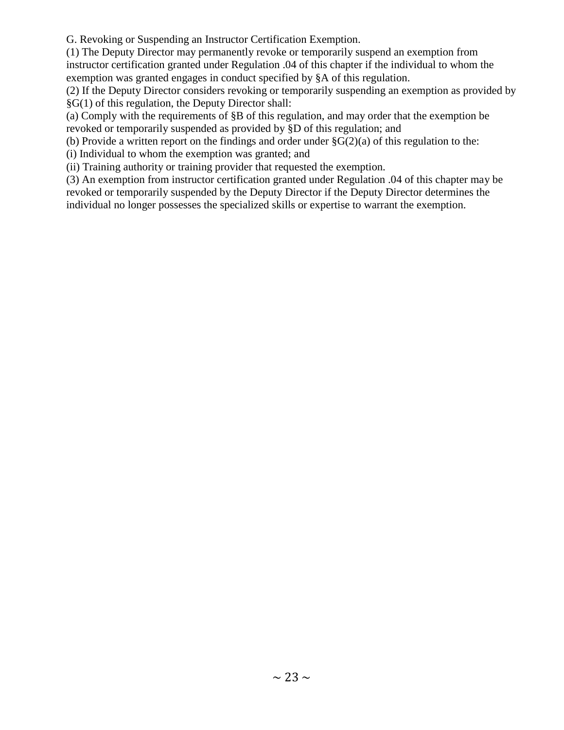G. Revoking or Suspending an Instructor Certification Exemption.

(1) The Deputy Director may permanently revoke or temporarily suspend an exemption from instructor certification granted under Regulation .04 of this chapter if the individual to whom the exemption was granted engages in conduct specified by §A of this regulation.

(2) If the Deputy Director considers revoking or temporarily suspending an exemption as provided by §G(1) of this regulation, the Deputy Director shall:

(a) Comply with the requirements of §B of this regulation, and may order that the exemption be revoked or temporarily suspended as provided by §D of this regulation; and

(b) Provide a written report on the findings and order under §G(2)(a) of this regulation to the:

(i) Individual to whom the exemption was granted; and

(ii) Training authority or training provider that requested the exemption.

(3) An exemption from instructor certification granted under Regulation .04 of this chapter may be revoked or temporarily suspended by the Deputy Director if the Deputy Director determines the individual no longer possesses the specialized skills or expertise to warrant the exemption.